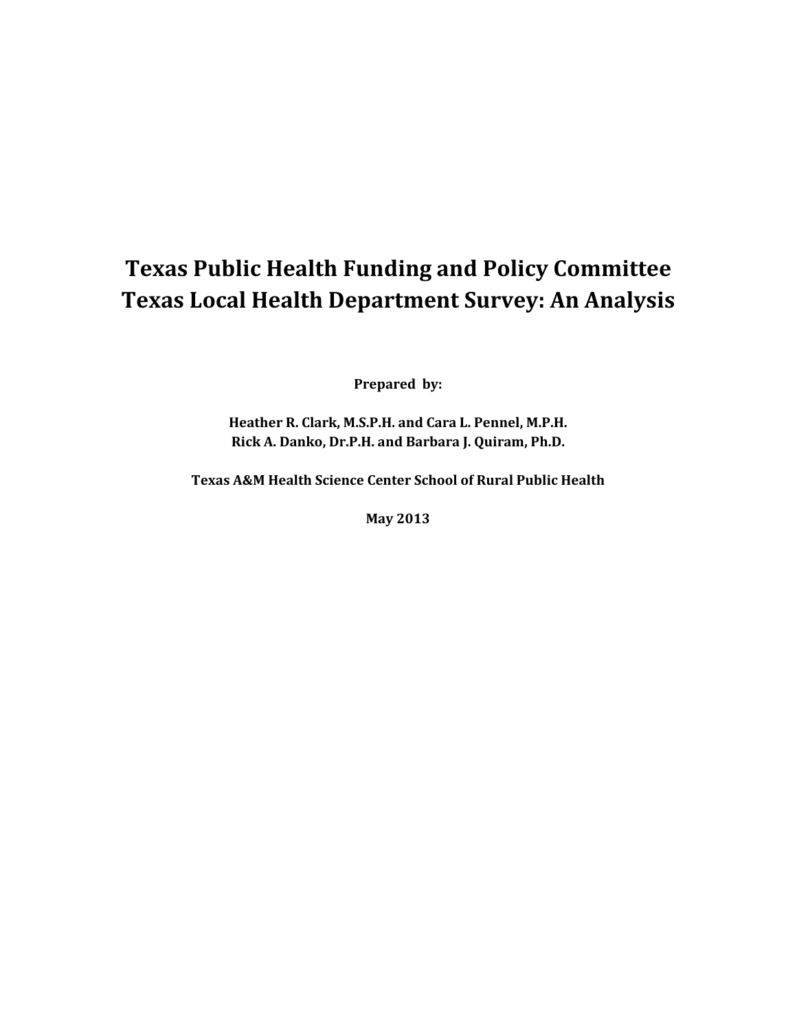# Texas Public Health Funding and Policy Committee
# Texas Local Health Department Survey: An Analysis

**Prepared by:**

**Heather R. Clark, M.S.P.H. and Cara L. Pennel, M.P.H.**
**Rick A. Danko, Dr.P.H. and Barbara J. Quiram, Ph.D.**

**Texas A&M Health Science Center School of Rural Public Health**

**May 2013**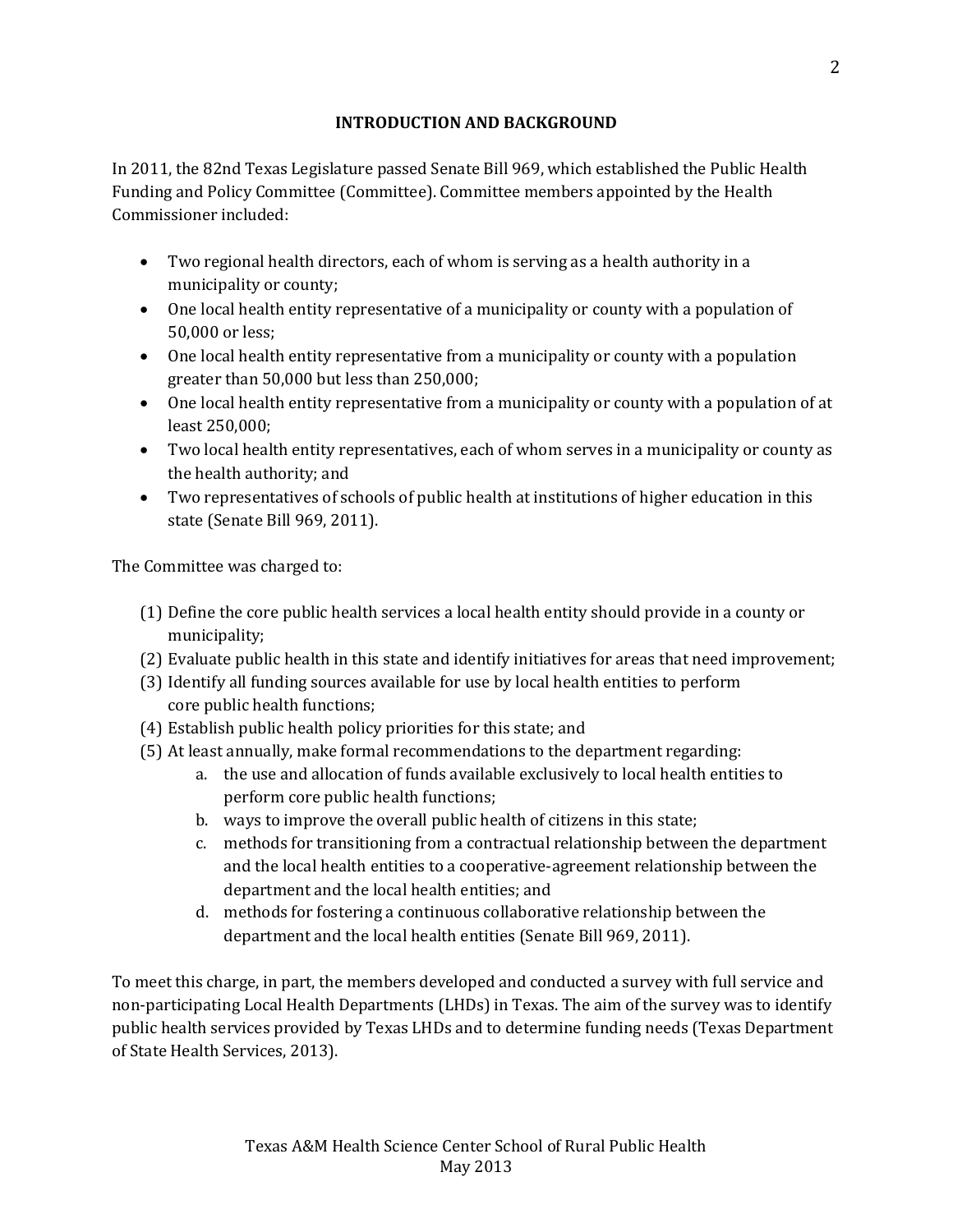## INTRODUCTION AND BACKGROUND

In 2011, the 82nd Texas Legislature passed Senate Bill 969, which established the Public Health Funding and Policy Committee (Committee). Committee members appointed by the Health Commissioner included:

- Two regional health directors, each of whom is serving as a health authority in a municipality or county;
- One local health entity representative of a municipality or county with a population of 50,000 or less;
- One local health entity representative from a municipality or county with a population greater than 50,000 but less than 250,000;
- One local health entity representative from a municipality or county with a population of at least 250,000;
- Two local health entity representatives, each of whom serves in a municipality or county as the health authority; and
- Two representatives of schools of public health at institutions of higher education in this state (Senate Bill 969, 2011).

The Committee was charged to:

(1) Define the core public health services a local health entity should provide in a county or municipality;
(2) Evaluate public health in this state and identify initiatives for areas that need improvement;
(3) Identify all funding sources available for use by local health entities to perform core public health functions;
(4) Establish public health policy priorities for this state; and
(5) At least annually, make formal recommendations to the department regarding:
    a. the use and allocation of funds available exclusively to local health entities to perform core public health functions;
    b. ways to improve the overall public health of citizens in this state;
    c. methods for transitioning from a contractual relationship between the department and the local health entities to a cooperative-agreement relationship between the department and the local health entities; and
    d. methods for fostering a continuous collaborative relationship between the department and the local health entities (Senate Bill 969, 2011).

To meet this charge, in part, the members developed and conducted a survey with full service and non-participating Local Health Departments (LHDs) in Texas. The aim of the survey was to identify public health services provided by Texas LHDs and to determine funding needs (Texas Department of State Health Services, 2013).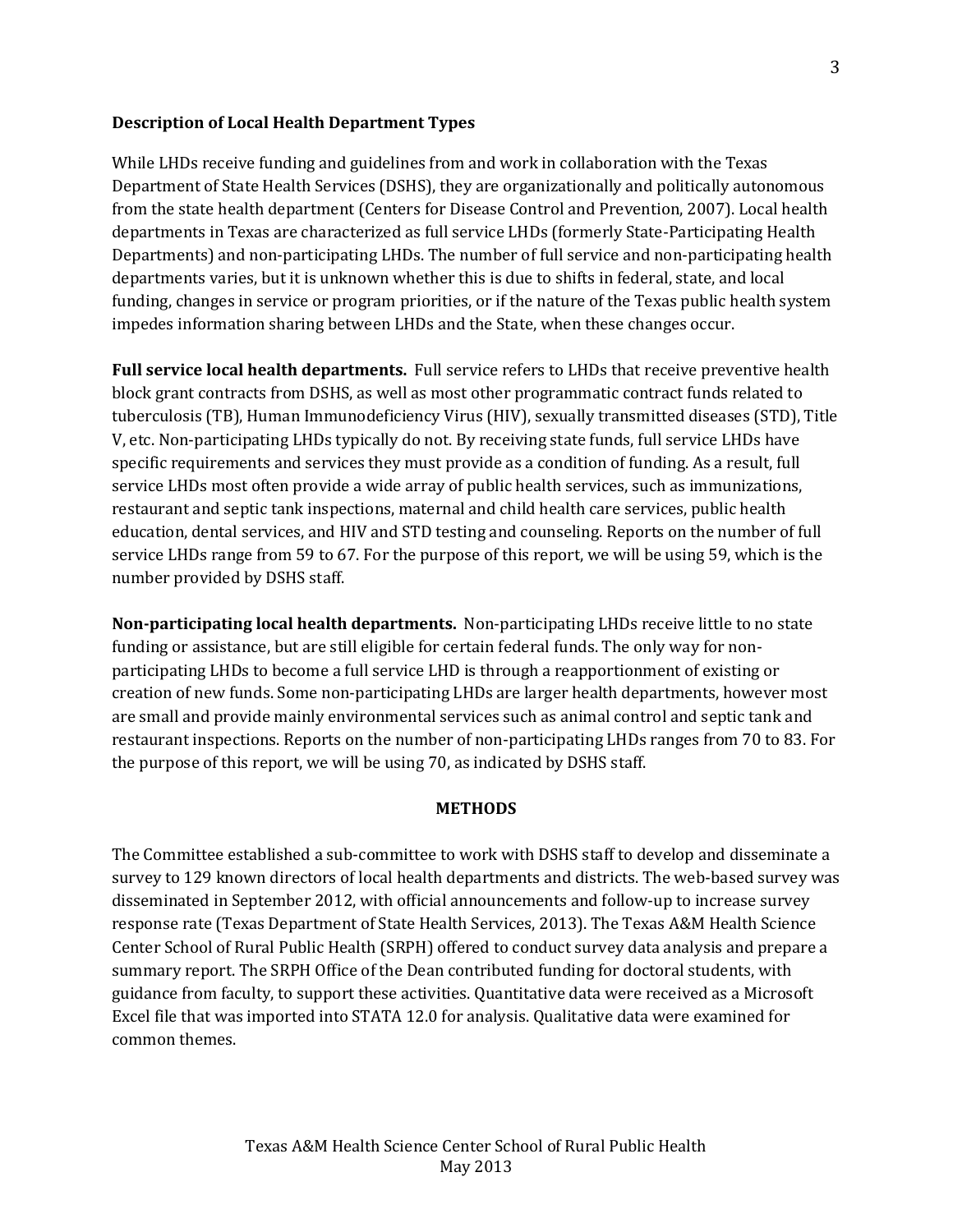## Description of Local Health Department Types

While LHDs receive funding and guidelines from and work in collaboration with the Texas Department of State Health Services (DSHS), they are organizationally and politically autonomous from the state health department (Centers for Disease Control and Prevention, 2007). Local health departments in Texas are characterized as full service LHDs (formerly State-Participating Health Departments) and non-participating LHDs. The number of full service and non-participating health departments varies, but it is unknown whether this is due to shifts in federal, state, and local funding, changes in service or program priorities, or if the nature of the Texas public health system impedes information sharing between LHDs and the State, when these changes occur.

**Full service local health departments.** Full service refers to LHDs that receive preventive health block grant contracts from DSHS, as well as most other programmatic contract funds related to tuberculosis (TB), Human Immunodeficiency Virus (HIV), sexually transmitted diseases (STD), Title V, etc. Non-participating LHDs typically do not. By receiving state funds, full service LHDs have specific requirements and services they must provide as a condition of funding. As a result, full service LHDs most often provide a wide array of public health services, such as immunizations, restaurant and septic tank inspections, maternal and child health care services, public health education, dental services, and HIV and STD testing and counseling. Reports on the number of full service LHDs range from 59 to 67. For the purpose of this report, we will be using 59, which is the number provided by DSHS staff.

**Non-participating local health departments.** Non-participating LHDs receive little to no state funding or assistance, but are still eligible for certain federal funds. The only way for non-participating LHDs to become a full service LHD is through a reapportionment of existing or creation of new funds. Some non-participating LHDs are larger health departments, however most are small and provide mainly environmental services such as animal control and septic tank and restaurant inspections. Reports on the number of non-participating LHDs ranges from 70 to 83. For the purpose of this report, we will be using 70, as indicated by DSHS staff.

## METHODS

The Committee established a sub-committee to work with DSHS staff to develop and disseminate a survey to 129 known directors of local health departments and districts. The web-based survey was disseminated in September 2012, with official announcements and follow-up to increase survey response rate (Texas Department of State Health Services, 2013). The Texas A&M Health Science Center School of Rural Public Health (SRPH) offered to conduct survey data analysis and prepare a summary report. The SRPH Office of the Dean contributed funding for doctoral students, with guidance from faculty, to support these activities. Quantitative data were received as a Microsoft Excel file that was imported into STATA 12.0 for analysis. Qualitative data were examined for common themes.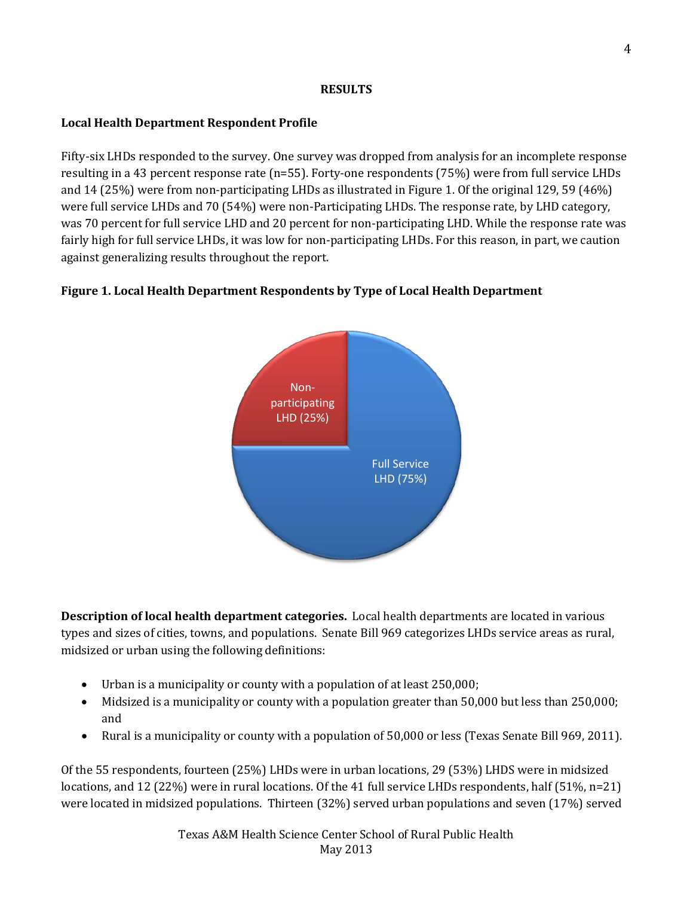## RESULTS

### Local Health Department Respondent Profile

Fifty-six LHDs responded to the survey. One survey was dropped from analysis for an incomplete response resulting in a 43 percent response rate (n=55). Forty-one respondents (75%) were from full service LHDs and 14 (25%) were from non-participating LHDs as illustrated in Figure 1. Of the original 129, 59 (46%) were full service LHDs and 70 (54%) were non-Participating LHDs. The response rate, by LHD category, was 70 percent for full service LHD and 20 percent for non-participating LHD. While the response rate was fairly high for full service LHDs, it was low for non-participating LHDs. For this reason, in part, we caution against generalizing results throughout the report.

**Figure 1. Local Health Department Respondents by Type of Local Health Department**

Non-participating LHD (25%)

Full Service LHD (75%)

**Description of local health department categories.** Local health departments are located in various types and sizes of cities, towns, and populations. Senate Bill 969 categorizes LHDs service areas as rural, midsized or urban using the following definitions:

- Urban is a municipality or county with a population of at least 250,000;
- Midsized is a municipality or county with a population greater than 50,000 but less than 250,000; and
- Rural is a municipality or county with a population of 50,000 or less (Texas Senate Bill 969, 2011).

Of the 55 respondents, fourteen (25%) LHDs were in urban locations, 29 (53%) LHDS were in midsized locations, and 12 (22%) were in rural locations. Of the 41 full service LHDs respondents, half (51%, n=21) were located in midsized populations. Thirteen (32%) served urban populations and seven (17%) served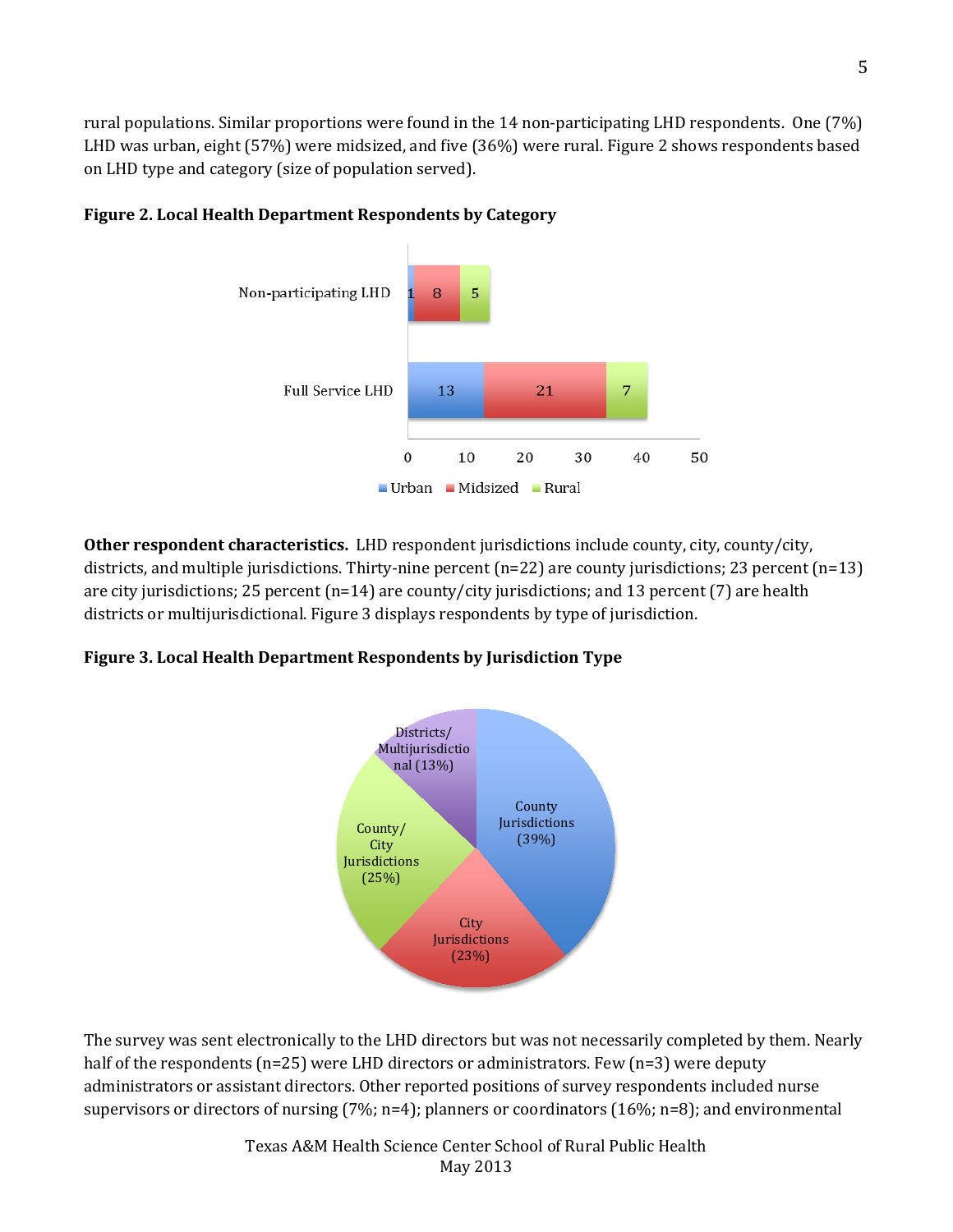rural populations. Similar proportions were found in the 14 non-participating LHD respondents. One (7%) LHD was urban, eight (57%) were midsized, and five (36%) were rural. Figure 2 shows respondents based on LHD type and category (size of population served).

**Figure 2. Local Health Department Respondents by Category**

| | Urban | Midsized | Rural |
|---|---|---|---|
| Non-participating LHD | 1 | 8 | 5 |
| Full Service LHD | 13 | 21 | 7 |

**Other respondent characteristics.** LHD respondent jurisdictions include county, city, county/city, districts, and multiple jurisdictions. Thirty-nine percent (n=22) are county jurisdictions; 23 percent (n=13) are city jurisdictions; 25 percent (n=14) are county/city jurisdictions; and 13 percent (7) are health districts or multijurisdictional. Figure 3 displays respondents by type of jurisdiction.

**Figure 3. Local Health Department Respondents by Jurisdiction Type**

| Jurisdiction Type | Percent |
|---|---|
| County Jurisdictions | 39% |
| City Jurisdictions | 23% |
| County/City Jurisdictions | 25% |
| Districts/Multijurisdictional | 13% |

The survey was sent electronically to the LHD directors but was not necessarily completed by them. Nearly half of the respondents (n=25) were LHD directors or administrators. Few (n=3) were deputy administrators or assistant directors. Other reported positions of survey respondents included nurse supervisors or directors of nursing (7%; n=4); planners or coordinators (16%; n=8); and environmental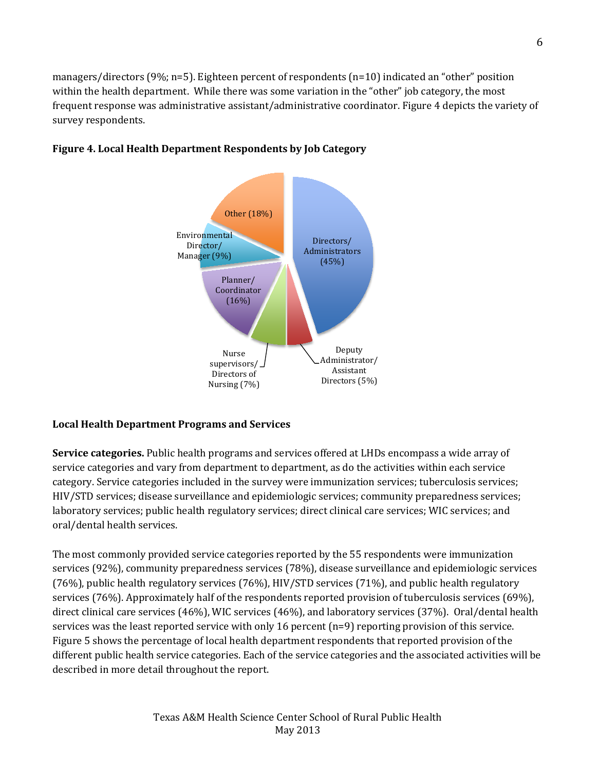managers/directors (9%; n=5). Eighteen percent of respondents (n=10) indicated an "other" position within the health department. While there was some variation in the "other" job category, the most frequent response was administrative assistant/administrative coordinator. Figure 4 depicts the variety of survey respondents.

**Figure 4. Local Health Department Respondents by Job Category**

Directors/ Administrators (45%)

Deputy Administrator/ Assistant Directors (5%)

Nurse supervisors/ Directors of Nursing (7%)

Planner/ Coordinator (16%)

Environmental Director/ Manager (9%)

Other (18%)

## Local Health Department Programs and Services

**Service categories.** Public health programs and services offered at LHDs encompass a wide array of service categories and vary from department to department, as do the activities within each service category. Service categories included in the survey were immunization services; tuberculosis services; HIV/STD services; disease surveillance and epidemiologic services; community preparedness services; laboratory services; public health regulatory services; direct clinical care services; WIC services; and oral/dental health services.

The most commonly provided service categories reported by the 55 respondents were immunization services (92%), community preparedness services (78%), disease surveillance and epidemiologic services (76%), public health regulatory services (76%), HIV/STD services (71%), and public health regulatory services (76%). Approximately half of the respondents reported provision of tuberculosis services (69%), direct clinical care services (46%), WIC services (46%), and laboratory services (37%). Oral/dental health services was the least reported service with only 16 percent (n=9) reporting provision of this service. Figure 5 shows the percentage of local health department respondents that reported provision of the different public health service categories. Each of the service categories and the associated activities will be described in more detail throughout the report.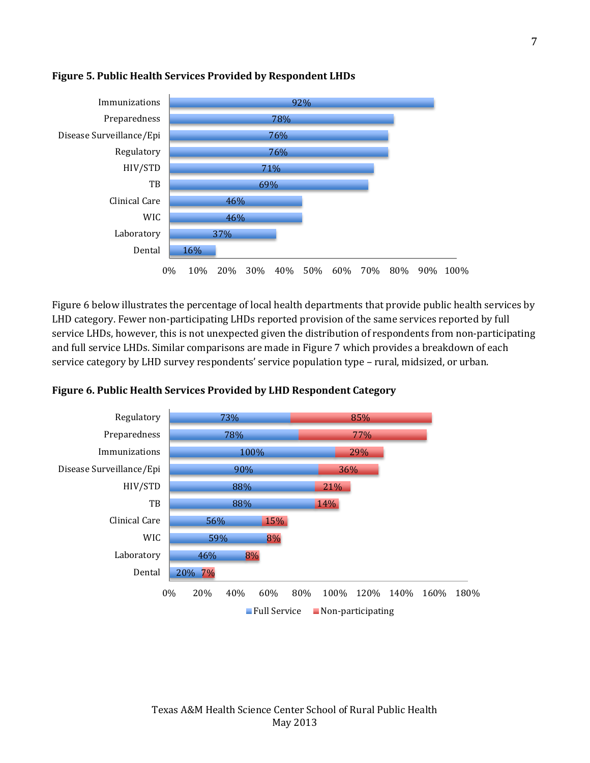**Figure 5. Public Health Services Provided by Respondent LHDs**

| Service | Percent |
|---|---|
| Immunizations | 92% |
| Preparedness | 78% |
| Disease Surveillance/Epi | 76% |
| Regulatory | 76% |
| HIV/STD | 71% |
| TB | 69% |
| Clinical Care | 46% |
| WIC | 46% |
| Laboratory | 37% |
| Dental | 16% |

Figure 6 below illustrates the percentage of local health departments that provide public health services by LHD category. Fewer non-participating LHDs reported provision of the same services reported by full service LHDs, however, this is not unexpected given the distribution of respondents from non-participating and full service LHDs. Similar comparisons are made in Figure 7 which provides a breakdown of each service category by LHD survey respondents' service population type – rural, midsized, or urban.

**Figure 6. Public Health Services Provided by LHD Respondent Category**

| Service | Full Service | Non-participating |
|---|---|---|
| Regulatory | 73% | 85% |
| Preparedness | 78% | 77% |
| Immunizations | 100% | 29% |
| Disease Surveillance/Epi | 90% | 36% |
| HIV/STD | 88% | 21% |
| TB | 88% | 14% |
| Clinical Care | 56% | 15% |
| WIC | 59% | 8% |
| Laboratory | 46% | 8% |
| Dental | 20% | 7% |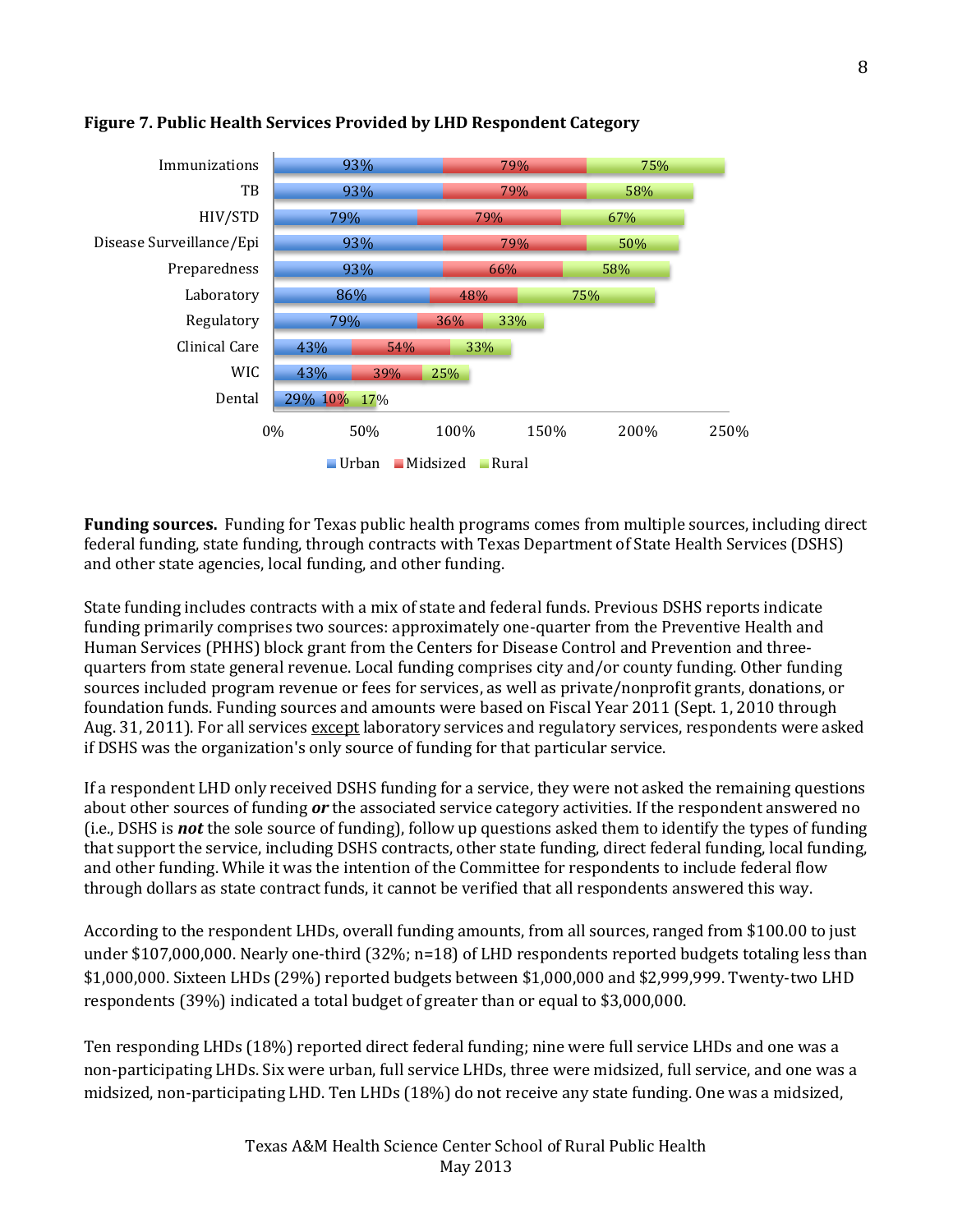**Figure 7. Public Health Services Provided by LHD Respondent Category**

| Service | Urban | Midsized | Rural |
|---|---|---|---|
| Immunizations | 93% | 79% | 75% |
| TB | 93% | 79% | 58% |
| HIV/STD | 79% | 79% | 67% |
| Disease Surveillance/Epi | 93% | 79% | 50% |
| Preparedness | 93% | 66% | 58% |
| Laboratory | 86% | 48% | 75% |
| Regulatory | 79% | 36% | 33% |
| Clinical Care | 43% | 54% | 33% |
| WIC | 43% | 39% | 25% |
| Dental | 29% | 10% | 17% |

**Funding sources.** Funding for Texas public health programs comes from multiple sources, including direct federal funding, state funding, through contracts with Texas Department of State Health Services (DSHS) and other state agencies, local funding, and other funding.

State funding includes contracts with a mix of state and federal funds. Previous DSHS reports indicate funding primarily comprises two sources: approximately one-quarter from the Preventive Health and Human Services (PHHS) block grant from the Centers for Disease Control and Prevention and three-quarters from state general revenue. Local funding comprises city and/or county funding. Other funding sources included program revenue or fees for services, as well as private/nonprofit grants, donations, or foundation funds. Funding sources and amounts were based on Fiscal Year 2011 (Sept. 1, 2010 through Aug. 31, 2011). For all services except laboratory services and regulatory services, respondents were asked if DSHS was the organization's only source of funding for that particular service.

If a respondent LHD only received DSHS funding for a service, they were not asked the remaining questions about other sources of funding ***or*** the associated service category activities. If the respondent answered no (i.e., DSHS is ***not*** the sole source of funding), follow up questions asked them to identify the types of funding that support the service, including DSHS contracts, other state funding, direct federal funding, local funding, and other funding. While it was the intention of the Committee for respondents to include federal flow through dollars as state contract funds, it cannot be verified that all respondents answered this way.

According to the respondent LHDs, overall funding amounts, from all sources, ranged from $100.00 to just under $107,000,000. Nearly one-third (32%; n=18) of LHD respondents reported budgets totaling less than $1,000,000. Sixteen LHDs (29%) reported budgets between $1,000,000 and $2,999,999. Twenty-two LHD respondents (39%) indicated a total budget of greater than or equal to $3,000,000.

Ten responding LHDs (18%) reported direct federal funding; nine were full service LHDs and one was a non-participating LHDs. Six were urban, full service LHDs, three were midsized, full service, and one was a midsized, non-participating LHD. Ten LHDs (18%) do not receive any state funding. One was a midsized,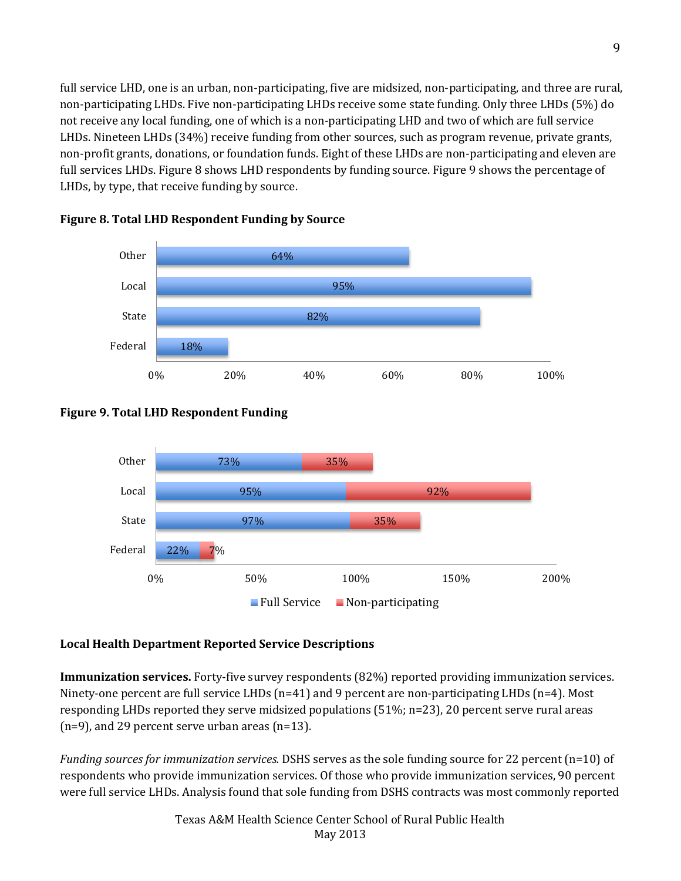full service LHD, one is an urban, non-participating, five are midsized, non-participating, and three are rural, non-participating LHDs. Five non-participating LHDs receive some state funding. Only three LHDs (5%) do not receive any local funding, one of which is a non-participating LHD and two of which are full service LHDs. Nineteen LHDs (34%) receive funding from other sources, such as program revenue, private grants, non-profit grants, donations, or foundation funds. Eight of these LHDs are non-participating and eleven are full services LHDs. Figure 8 shows LHD respondents by funding source. Figure 9 shows the percentage of LHDs, by type, that receive funding by source.

**Figure 8. Total LHD Respondent Funding by Source**

| Source | Percent |
|---|---|
| Other | 64% |
| Local | 95% |
| State | 82% |
| Federal | 18% |

**Figure 9. Total LHD Respondent Funding**

| Source | Full Service | Non-participating |
|---|---|---|
| Other | 73% | 35% |
| Local | 95% | 92% |
| State | 97% | 35% |
| Federal | 22% | 7% |

## Local Health Department Reported Service Descriptions

**Immunization services.** Forty-five survey respondents (82%) reported providing immunization services. Ninety-one percent are full service LHDs (n=41) and 9 percent are non-participating LHDs (n=4). Most responding LHDs reported they serve midsized populations (51%; n=23), 20 percent serve rural areas (n=9), and 29 percent serve urban areas (n=13).

*Funding sources for immunization services.* DSHS serves as the sole funding source for 22 percent (n=10) of respondents who provide immunization services. Of those who provide immunization services, 90 percent were full service LHDs. Analysis found that sole funding from DSHS contracts was most commonly reported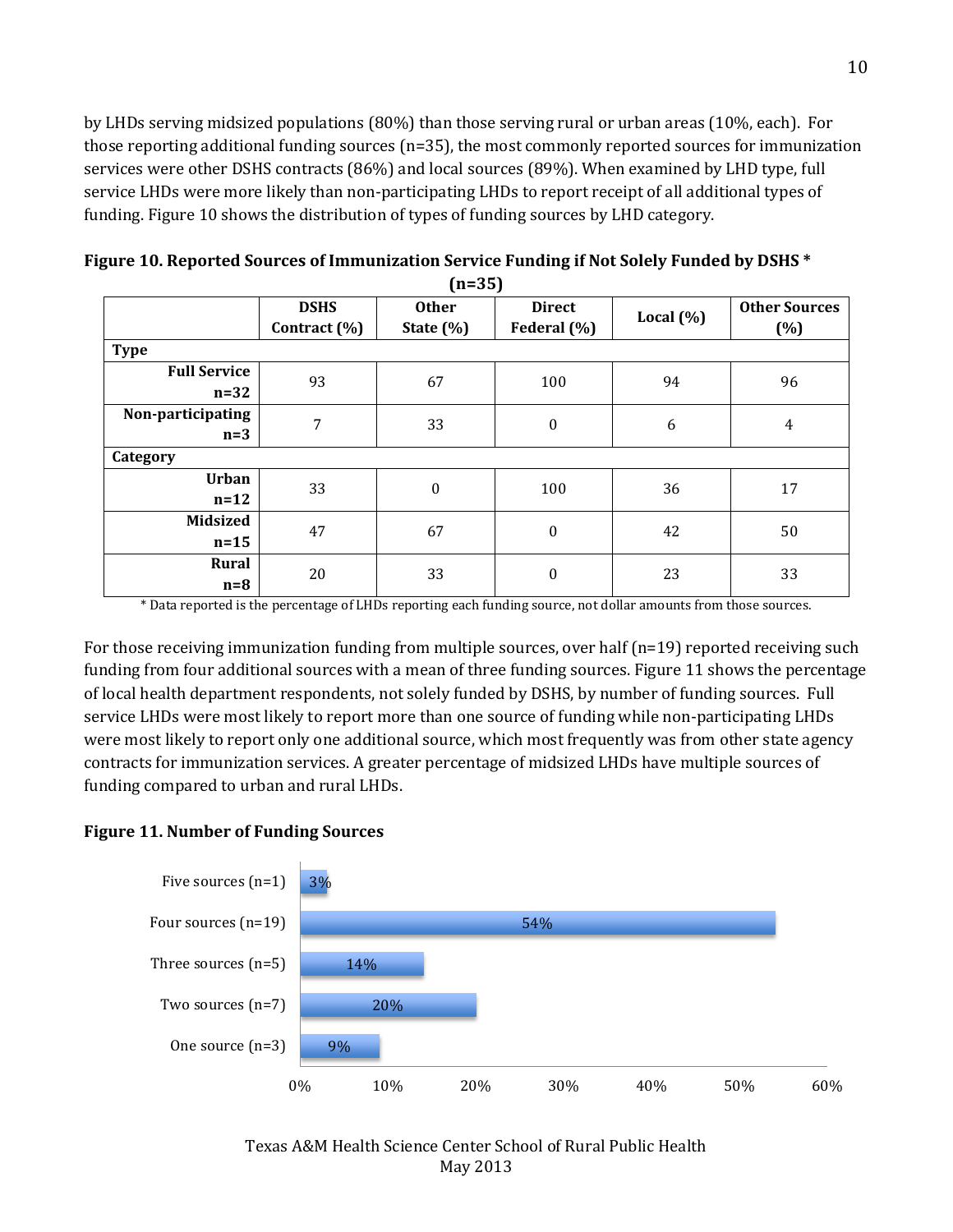by LHDs serving midsized populations (80%) than those serving rural or urban areas (10%, each). For those reporting additional funding sources (n=35), the most commonly reported sources for immunization services were other DSHS contracts (86%) and local sources (89%). When examined by LHD type, full service LHDs were more likely than non-participating LHDs to report receipt of all additional types of funding. Figure 10 shows the distribution of types of funding sources by LHD category.

**Figure 10. Reported Sources of Immunization Service Funding if Not Solely Funded by DSHS * (n=35)**

| | DSHS Contract (%) | Other State (%) | Direct Federal (%) | Local (%) | Other Sources (%) |
|---|---|---|---|---|---|
| **Type** | | | | | |
| **Full Service n=32** | 93 | 67 | 100 | 94 | 96 |
| **Non-participating n=3** | 7 | 33 | 0 | 6 | 4 |
| **Category** | | | | | |
| **Urban n=12** | 33 | 0 | 100 | 36 | 17 |
| **Midsized n=15** | 47 | 67 | 0 | 42 | 50 |
| **Rural n=8** | 20 | 33 | 0 | 23 | 33 |

* Data reported is the percentage of LHDs reporting each funding source, not dollar amounts from those sources.

For those receiving immunization funding from multiple sources, over half (n=19) reported receiving such funding from four additional sources with a mean of three funding sources. Figure 11 shows the percentage of local health department respondents, not solely funded by DSHS, by number of funding sources. Full service LHDs were most likely to report more than one source of funding while non-participating LHDs were most likely to report only one additional source, which most frequently was from other state agency contracts for immunization services. A greater percentage of midsized LHDs have multiple sources of funding compared to urban and rural LHDs.

**Figure 11. Number of Funding Sources**

| Number of Sources | Percentage |
|---|---|
| Five sources (n=1) | 3% |
| Four sources (n=19) | 54% |
| Three sources (n=5) | 14% |
| Two sources (n=7) | 20% |
| One source (n=3) | 9% |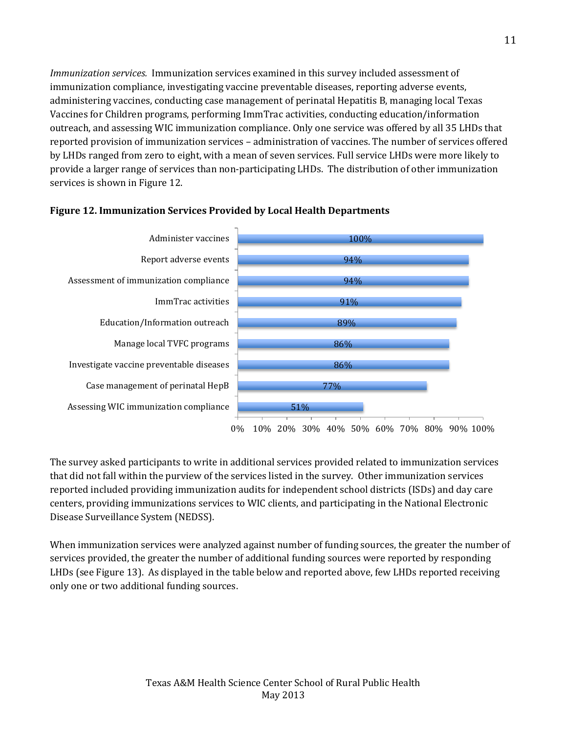*Immunization services.* Immunization services examined in this survey included assessment of immunization compliance, investigating vaccine preventable diseases, reporting adverse events, administering vaccines, conducting case management of perinatal Hepatitis B, managing local Texas Vaccines for Children programs, performing ImmTrac activities, conducting education/information outreach, and assessing WIC immunization compliance. Only one service was offered by all 35 LHDs that reported provision of immunization services – administration of vaccines. The number of services offered by LHDs ranged from zero to eight, with a mean of seven services. Full service LHDs were more likely to provide a larger range of services than non-participating LHDs. The distribution of other immunization services is shown in Figure 12.

**Figure 12. Immunization Services Provided by Local Health Departments**

| Service | Percent |
|---|---|
| Administer vaccines | 100% |
| Report adverse events | 94% |
| Assessment of immunization compliance | 94% |
| ImmTrac activities | 91% |
| Education/Information outreach | 89% |
| Manage local TVFC programs | 86% |
| Investigate vaccine preventable diseases | 86% |
| Case management of perinatal HepB | 77% |
| Assessing WIC immunization compliance | 51% |

The survey asked participants to write in additional services provided related to immunization services that did not fall within the purview of the services listed in the survey. Other immunization services reported included providing immunization audits for independent school districts (ISDs) and day care centers, providing immunizations services to WIC clients, and participating in the National Electronic Disease Surveillance System (NEDSS).

When immunization services were analyzed against number of funding sources, the greater the number of services provided, the greater the number of additional funding sources were reported by responding LHDs (see Figure 13). As displayed in the table below and reported above, few LHDs reported receiving only one or two additional funding sources.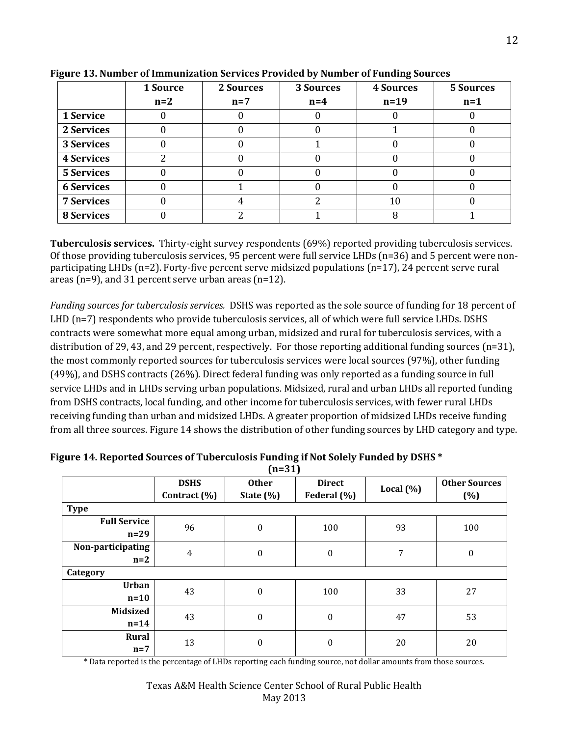**Figure 13. Number of Immunization Services Provided by Number of Funding Sources**

| | 1 Source n=2 | 2 Sources n=7 | 3 Sources n=4 | 4 Sources n=19 | 5 Sources n=1 |
|---|---|---|---|---|---|
| **1 Service** | 0 | 0 | 0 | 0 | 0 |
| **2 Services** | 0 | 0 | 0 | 1 | 0 |
| **3 Services** | 0 | 0 | 1 | 0 | 0 |
| **4 Services** | 2 | 0 | 0 | 0 | 0 |
| **5 Services** | 0 | 0 | 0 | 0 | 0 |
| **6 Services** | 0 | 1 | 0 | 0 | 0 |
| **7 Services** | 0 | 4 | 2 | 10 | 0 |
| **8 Services** | 0 | 2 | 1 | 8 | 1 |

**Tuberculosis services.** Thirty-eight survey respondents (69%) reported providing tuberculosis services. Of those providing tuberculosis services, 95 percent were full service LHDs (n=36) and 5 percent were non-participating LHDs (n=2). Forty-five percent serve midsized populations (n=17), 24 percent serve rural areas (n=9), and 31 percent serve urban areas (n=12).

*Funding sources for tuberculosis services.* DSHS was reported as the sole source of funding for 18 percent of LHD (n=7) respondents who provide tuberculosis services, all of which were full service LHDs. DSHS contracts were somewhat more equal among urban, midsized and rural for tuberculosis services, with a distribution of 29, 43, and 29 percent, respectively. For those reporting additional funding sources (n=31), the most commonly reported sources for tuberculosis services were local sources (97%), other funding (49%), and DSHS contracts (26%). Direct federal funding was only reported as a funding source in full service LHDs and in LHDs serving urban populations. Midsized, rural and urban LHDs all reported funding from DSHS contracts, local funding, and other income for tuberculosis services, with fewer rural LHDs receiving funding than urban and midsized LHDs. A greater proportion of midsized LHDs receive funding from all three sources. Figure 14 shows the distribution of other funding sources by LHD category and type.

**Figure 14. Reported Sources of Tuberculosis Funding if Not Solely Funded by DSHS * (n=31)**

| | DSHS Contract (%) | Other State (%) | Direct Federal (%) | Local (%) | Other Sources (%) |
|---|---|---|---|---|---|
| **Type** | | | | | |
| **Full Service n=29** | 96 | 0 | 100 | 93 | 100 |
| **Non-participating n=2** | 4 | 0 | 0 | 7 | 0 |
| **Category** | | | | | |
| **Urban n=10** | 43 | 0 | 100 | 33 | 27 |
| **Midsized n=14** | 43 | 0 | 0 | 47 | 53 |
| **Rural n=7** | 13 | 0 | 0 | 20 | 20 |

\* Data reported is the percentage of LHDs reporting each funding source, not dollar amounts from those sources.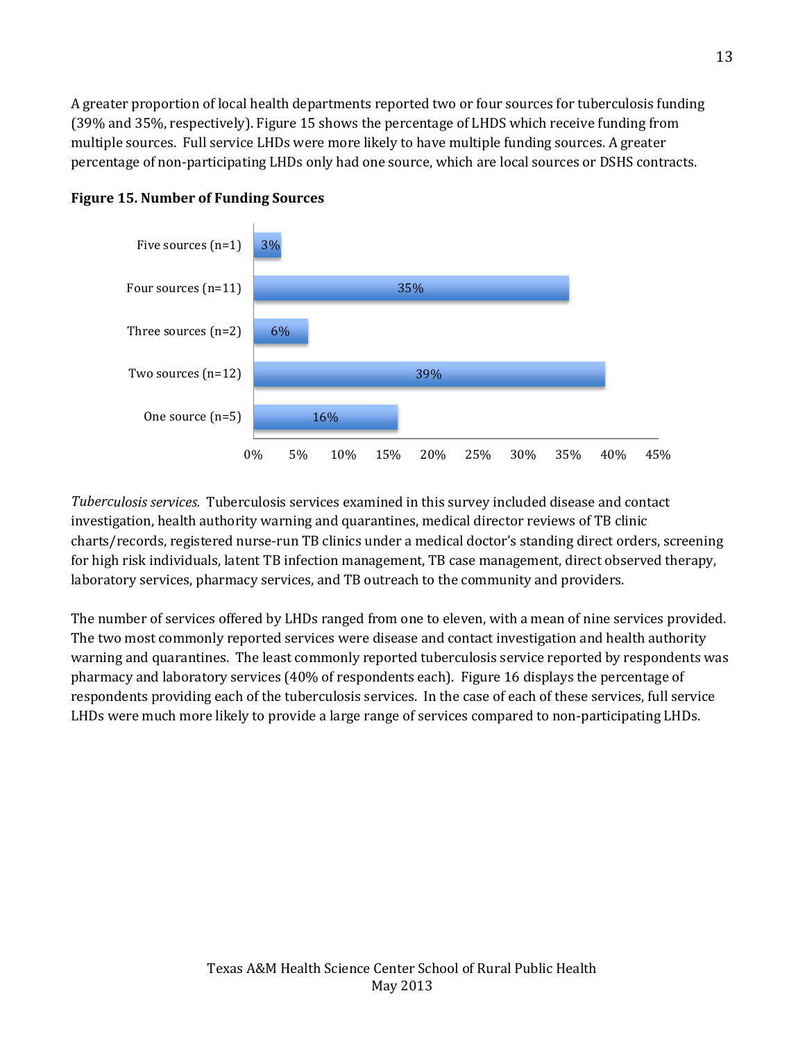A greater proportion of local health departments reported two or four sources for tuberculosis funding (39% and 35%, respectively). Figure 15 shows the percentage of LHDS which receive funding from multiple sources. Full service LHDs were more likely to have multiple funding sources. A greater percentage of non-participating LHDs only had one source, which are local sources or DSHS contracts.

**Figure 15. Number of Funding Sources**

| Number of sources | Percentage |
|---|---|
| Five sources (n=1) | 3% |
| Four sources (n=11) | 35% |
| Three sources (n=2) | 6% |
| Two sources (n=12) | 39% |
| One source (n=5) | 16% |

*Tuberculosis services.* Tuberculosis services examined in this survey included disease and contact investigation, health authority warning and quarantines, medical director reviews of TB clinic charts/records, registered nurse-run TB clinics under a medical doctor's standing direct orders, screening for high risk individuals, latent TB infection management, TB case management, direct observed therapy, laboratory services, pharmacy services, and TB outreach to the community and providers.

The number of services offered by LHDs ranged from one to eleven, with a mean of nine services provided. The two most commonly reported services were disease and contact investigation and health authority warning and quarantines. The least commonly reported tuberculosis service reported by respondents was pharmacy and laboratory services (40% of respondents each). Figure 16 displays the percentage of respondents providing each of the tuberculosis services. In the case of each of these services, full service LHDs were much more likely to provide a large range of services compared to non-participating LHDs.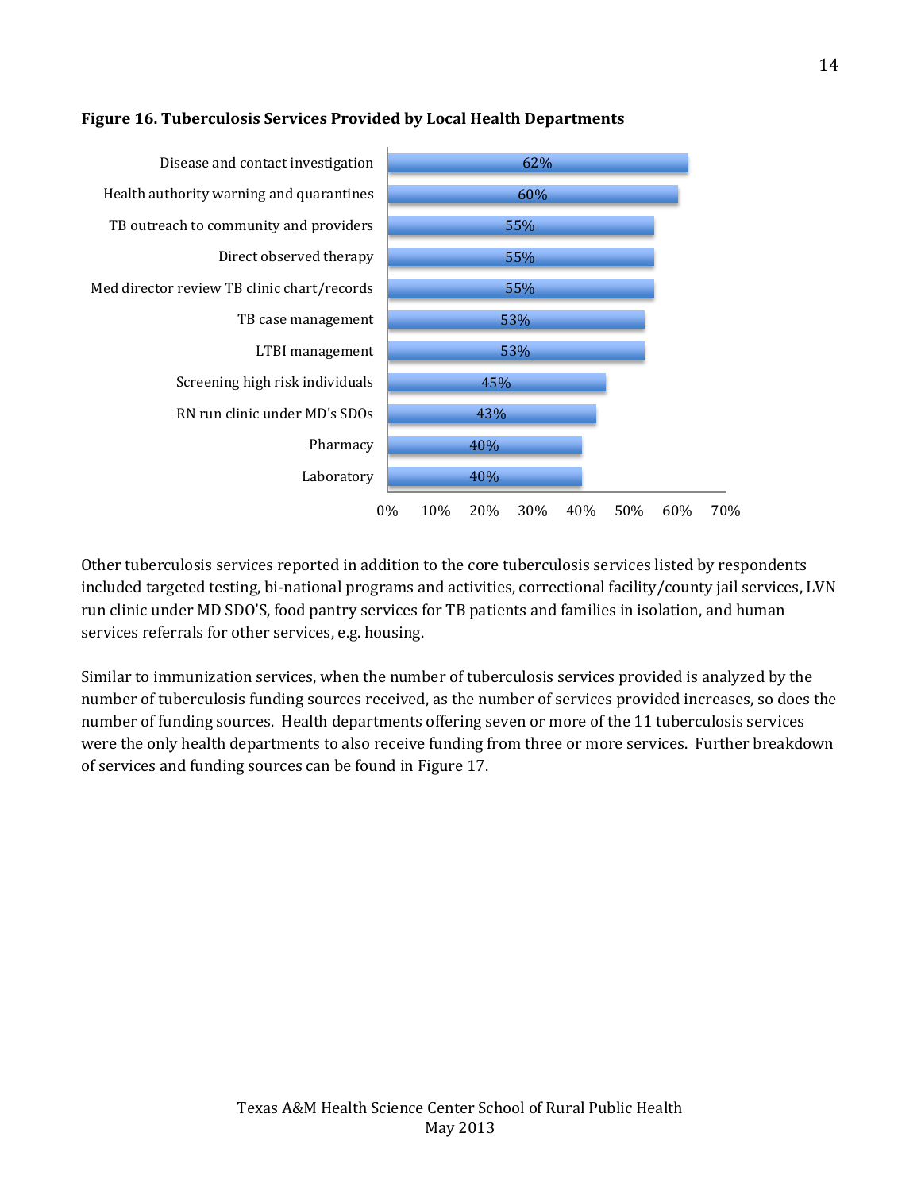**Figure 16. Tuberculosis Services Provided by Local Health Departments**

| Service | Percent |
|---|---|
| Disease and contact investigation | 62% |
| Health authority warning and quarantines | 60% |
| TB outreach to community and providers | 55% |
| Direct observed therapy | 55% |
| Med director review TB clinic chart/records | 55% |
| TB case management | 53% |
| LTBI management | 53% |
| Screening high risk individuals | 45% |
| RN run clinic under MD's SDOs | 43% |
| Pharmacy | 40% |
| Laboratory | 40% |

Other tuberculosis services reported in addition to the core tuberculosis services listed by respondents included targeted testing, bi-national programs and activities, correctional facility/county jail services, LVN run clinic under MD SDO'S, food pantry services for TB patients and families in isolation, and human services referrals for other services, e.g. housing.

Similar to immunization services, when the number of tuberculosis services provided is analyzed by the number of tuberculosis funding sources received, as the number of services provided increases, so does the number of funding sources. Health departments offering seven or more of the 11 tuberculosis services were the only health departments to also receive funding from three or more services. Further breakdown of services and funding sources can be found in Figure 17.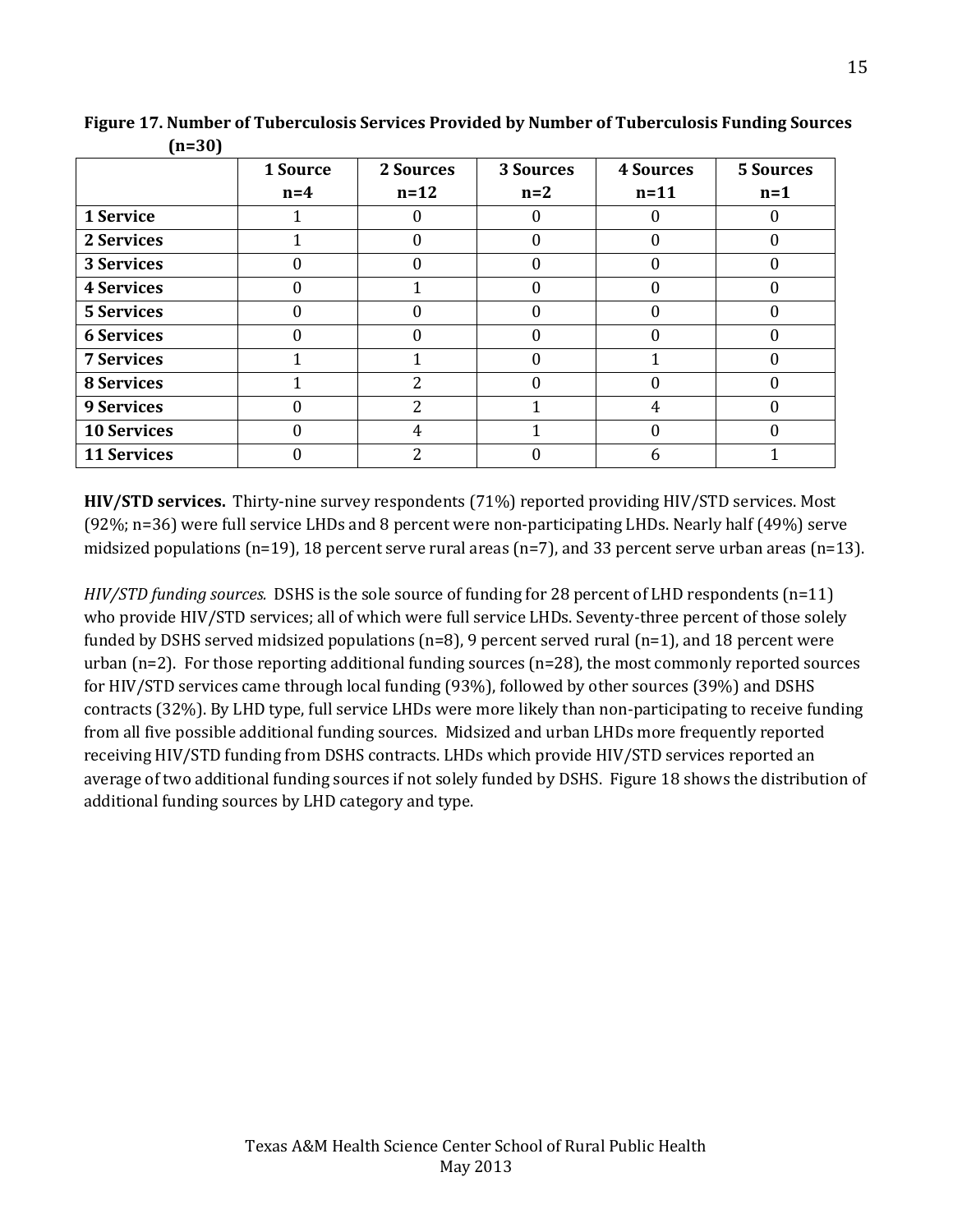**Figure 17. Number of Tuberculosis Services Provided by Number of Tuberculosis Funding Sources (n=30)**

| | 1 Source n=4 | 2 Sources n=12 | 3 Sources n=2 | 4 Sources n=11 | 5 Sources n=1 |
|---|---|---|---|---|---|
| **1 Service** | 1 | 0 | 0 | 0 | 0 |
| **2 Services** | 1 | 0 | 0 | 0 | 0 |
| **3 Services** | 0 | 0 | 0 | 0 | 0 |
| **4 Services** | 0 | 1 | 0 | 0 | 0 |
| **5 Services** | 0 | 0 | 0 | 0 | 0 |
| **6 Services** | 0 | 0 | 0 | 0 | 0 |
| **7 Services** | 1 | 1 | 0 | 1 | 0 |
| **8 Services** | 1 | 2 | 0 | 0 | 0 |
| **9 Services** | 0 | 2 | 1 | 4 | 0 |
| **10 Services** | 0 | 4 | 1 | 0 | 0 |
| **11 Services** | 0 | 2 | 0 | 6 | 1 |

**HIV/STD services.** Thirty-nine survey respondents (71%) reported providing HIV/STD services. Most (92%; n=36) were full service LHDs and 8 percent were non-participating LHDs. Nearly half (49%) serve midsized populations (n=19), 18 percent serve rural areas (n=7), and 33 percent serve urban areas (n=13).

*HIV/STD funding sources.* DSHS is the sole source of funding for 28 percent of LHD respondents (n=11) who provide HIV/STD services; all of which were full service LHDs. Seventy-three percent of those solely funded by DSHS served midsized populations (n=8), 9 percent served rural (n=1), and 18 percent were urban (n=2). For those reporting additional funding sources (n=28), the most commonly reported sources for HIV/STD services came through local funding (93%), followed by other sources (39%) and DSHS contracts (32%). By LHD type, full service LHDs were more likely than non-participating to receive funding from all five possible additional funding sources. Midsized and urban LHDs more frequently reported receiving HIV/STD funding from DSHS contracts. LHDs which provide HIV/STD services reported an average of two additional funding sources if not solely funded by DSHS. Figure 18 shows the distribution of additional funding sources by LHD category and type.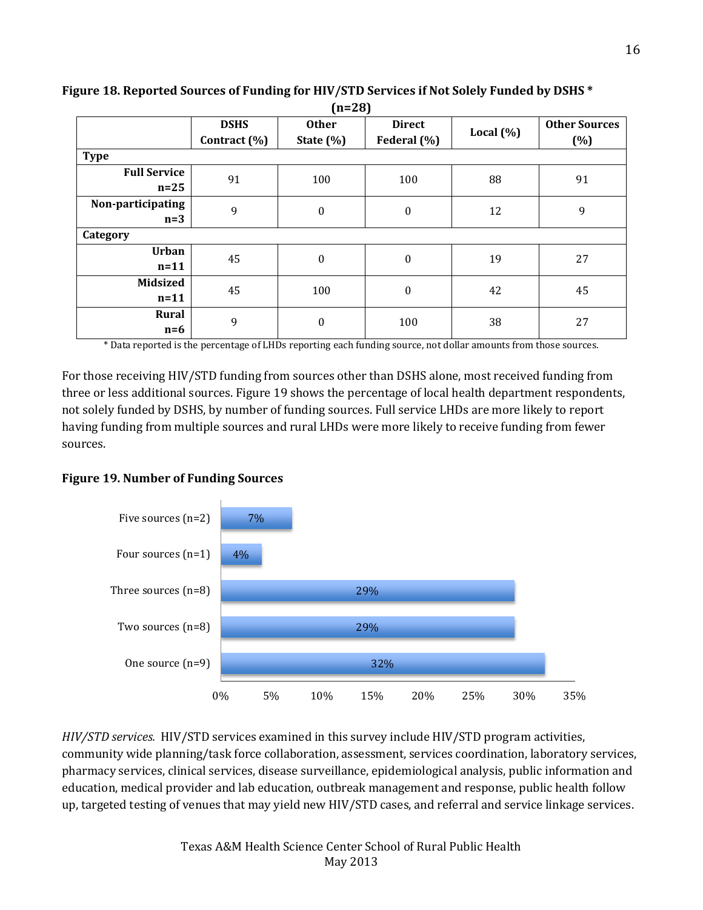**Figure 18. Reported Sources of Funding for HIV/STD Services if Not Solely Funded by DSHS * (n=28)**

| | DSHS Contract (%) | Other State (%) | Direct Federal (%) | Local (%) | Other Sources (%) |
|---|---|---|---|---|---|
| **Type** | | | | | |
| **Full Service n=25** | 91 | 100 | 100 | 88 | 91 |
| **Non-participating n=3** | 9 | 0 | 0 | 12 | 9 |
| **Category** | | | | | |
| **Urban n=11** | 45 | 0 | 0 | 19 | 27 |
| **Midsized n=11** | 45 | 100 | 0 | 42 | 45 |
| **Rural n=6** | 9 | 0 | 100 | 38 | 27 |

* Data reported is the percentage of LHDs reporting each funding source, not dollar amounts from those sources.

For those receiving HIV/STD funding from sources other than DSHS alone, most received funding from three or less additional sources. Figure 19 shows the percentage of local health department respondents, not solely funded by DSHS, by number of funding sources. Full service LHDs are more likely to report having funding from multiple sources and rural LHDs were more likely to receive funding from fewer sources.

**Figure 19. Number of Funding Sources**

| Number of sources | Percentage |
|---|---|
| Five sources (n=2) | 7% |
| Four sources (n=1) | 4% |
| Three sources (n=8) | 29% |
| Two sources (n=8) | 29% |
| One source (n=9) | 32% |

*HIV/STD services.* HIV/STD services examined in this survey include HIV/STD program activities, community wide planning/task force collaboration, assessment, services coordination, laboratory services, pharmacy services, clinical services, disease surveillance, epidemiological analysis, public information and education, medical provider and lab education, outbreak management and response, public health follow up, targeted testing of venues that may yield new HIV/STD cases, and referral and service linkage services.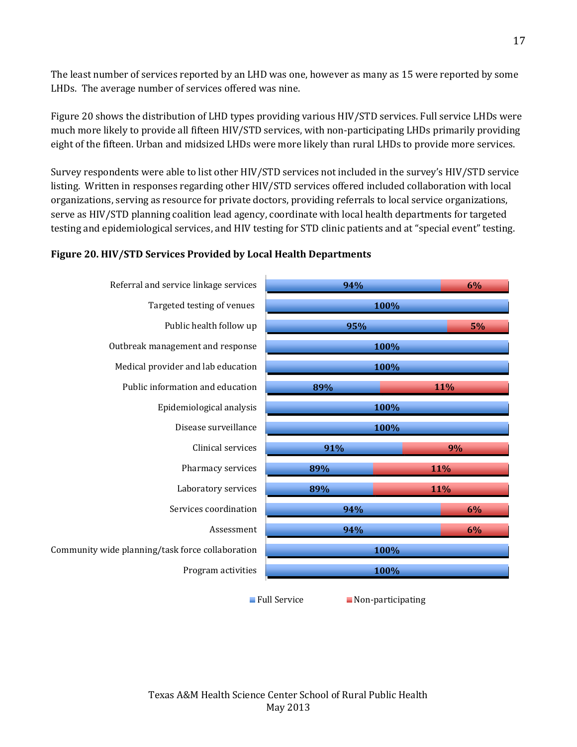The least number of services reported by an LHD was one, however as many as 15 were reported by some LHDs. The average number of services offered was nine.

Figure 20 shows the distribution of LHD types providing various HIV/STD services. Full service LHDs were much more likely to provide all fifteen HIV/STD services, with non-participating LHDs primarily providing eight of the fifteen. Urban and midsized LHDs were more likely than rural LHDs to provide more services.

Survey respondents were able to list other HIV/STD services not included in the survey's HIV/STD service listing. Written in responses regarding other HIV/STD services offered included collaboration with local organizations, serving as resource for private doctors, providing referrals to local service organizations, serve as HIV/STD planning coalition lead agency, coordinate with local health departments for targeted testing and epidemiological services, and HIV testing for STD clinic patients and at "special event" testing.

**Figure 20. HIV/STD Services Provided by Local Health Departments**

| Service | Full Service | Non-participating |
|---|---|---|
| Referral and service linkage services | 94% | 6% |
| Targeted testing of venues | 100% | |
| Public health follow up | 95% | 5% |
| Outbreak management and response | 100% | |
| Medical provider and lab education | 100% | |
| Public information and education | 89% | 11% |
| Epidemiological analysis | 100% | |
| Disease surveillance | 100% | |
| Clinical services | 91% | 9% |
| Pharmacy services | 89% | 11% |
| Laboratory services | 89% | 11% |
| Services coordination | 94% | 6% |
| Assessment | 94% | 6% |
| Community wide planning/task force collaboration | 100% | |
| Program activities | 100% | |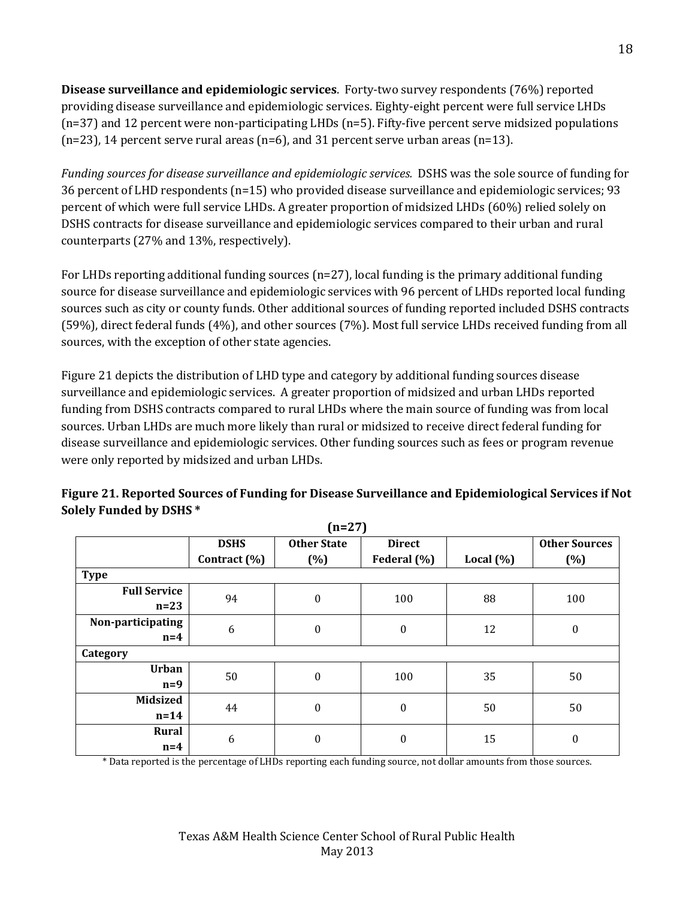**Disease surveillance and epidemiologic services**. Forty-two survey respondents (76%) reported providing disease surveillance and epidemiologic services. Eighty-eight percent were full service LHDs (n=37) and 12 percent were non-participating LHDs (n=5). Fifty-five percent serve midsized populations (n=23), 14 percent serve rural areas (n=6), and 31 percent serve urban areas (n=13).

*Funding sources for disease surveillance and epidemiologic services.* DSHS was the sole source of funding for 36 percent of LHD respondents (n=15) who provided disease surveillance and epidemiologic services; 93 percent of which were full service LHDs. A greater proportion of midsized LHDs (60%) relied solely on DSHS contracts for disease surveillance and epidemiologic services compared to their urban and rural counterparts (27% and 13%, respectively).

For LHDs reporting additional funding sources (n=27), local funding is the primary additional funding source for disease surveillance and epidemiologic services with 96 percent of LHDs reported local funding sources such as city or county funds. Other additional sources of funding reported included DSHS contracts (59%), direct federal funds (4%), and other sources (7%). Most full service LHDs received funding from all sources, with the exception of other state agencies.

Figure 21 depicts the distribution of LHD type and category by additional funding sources disease surveillance and epidemiologic services. A greater proportion of midsized and urban LHDs reported funding from DSHS contracts compared to rural LHDs where the main source of funding was from local sources. Urban LHDs are much more likely than rural or midsized to receive direct federal funding for disease surveillance and epidemiologic services. Other funding sources such as fees or program revenue were only reported by midsized and urban LHDs.

**Figure 21. Reported Sources of Funding for Disease Surveillance and Epidemiological Services if Not Solely Funded by DSHS \***

**(n=27)**

| | DSHS Contract (%) | Other State (%) | Direct Federal (%) | Local (%) | Other Sources (%) |
|---|---|---|---|---|---|
| **Type** | | | | | |
| **Full Service n=23** | 94 | 0 | 100 | 88 | 100 |
| **Non-participating n=4** | 6 | 0 | 0 | 12 | 0 |
| **Category** | | | | | |
| **Urban n=9** | 50 | 0 | 100 | 35 | 50 |
| **Midsized n=14** | 44 | 0 | 0 | 50 | 50 |
| **Rural n=4** | 6 | 0 | 0 | 15 | 0 |

\* Data reported is the percentage of LHDs reporting each funding source, not dollar amounts from those sources.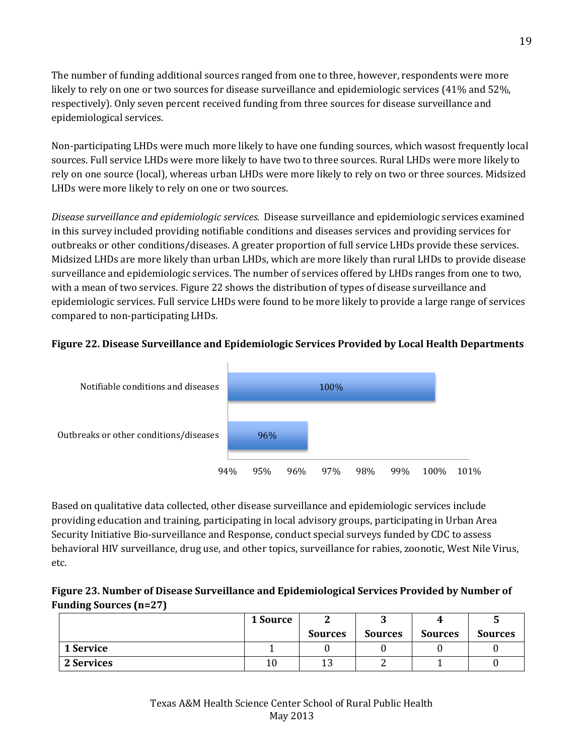The number of funding additional sources ranged from one to three, however, respondents were more likely to rely on one or two sources for disease surveillance and epidemiologic services (41% and 52%, respectively). Only seven percent received funding from three sources for disease surveillance and epidemiological services.

Non-participating LHDs were much more likely to have one funding sources, which wasost frequently local sources. Full service LHDs were more likely to have two to three sources. Rural LHDs were more likely to rely on one source (local), whereas urban LHDs were more likely to rely on two or three sources. Midsized LHDs were more likely to rely on one or two sources.

*Disease surveillance and epidemiologic services.* Disease surveillance and epidemiologic services examined in this survey included providing notifiable conditions and diseases services and providing services for outbreaks or other conditions/diseases. A greater proportion of full service LHDs provide these services. Midsized LHDs are more likely than urban LHDs, which are more likely than rural LHDs to provide disease surveillance and epidemiologic services. The number of services offered by LHDs ranges from one to two, with a mean of two services. Figure 22 shows the distribution of types of disease surveillance and epidemiologic services. Full service LHDs were found to be more likely to provide a large range of services compared to non-participating LHDs.

**Figure 22. Disease Surveillance and Epidemiologic Services Provided by Local Health Departments**

| Service | Percent |
|---|---|
| Notifiable conditions and diseases | 100% |
| Outbreaks or other conditions/diseases | 96% |

Based on qualitative data collected, other disease surveillance and epidemiologic services include providing education and training, participating in local advisory groups, participating in Urban Area Security Initiative Bio-surveillance and Response, conduct special surveys funded by CDC to assess behavioral HIV surveillance, drug use, and other topics, surveillance for rabies, zoonotic, West Nile Virus, etc.

**Figure 23. Number of Disease Surveillance and Epidemiological Services Provided by Number of Funding Sources (n=27)**

| | 1 Source | 2 Sources | 3 Sources | 4 Sources | 5 Sources |
|---|---|---|---|---|---|
| **1 Service** | 1 | 0 | 0 | 0 | 0 |
| **2 Services** | 10 | 13 | 2 | 1 | 0 |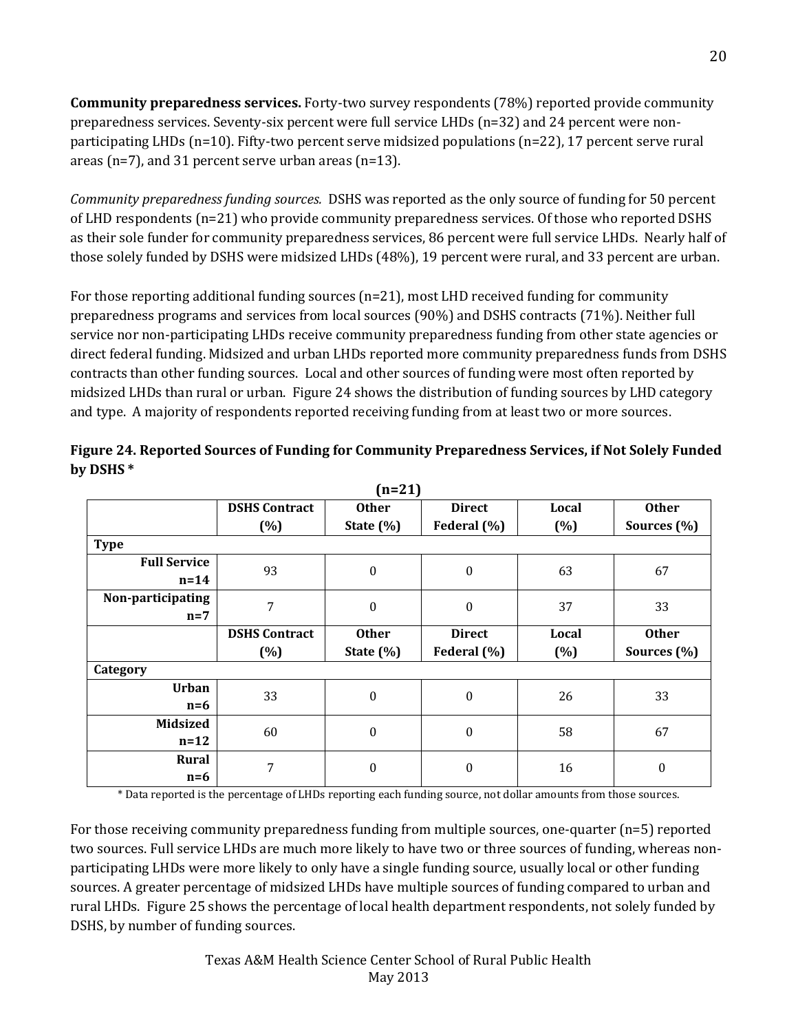**Community preparedness services.** Forty-two survey respondents (78%) reported provide community preparedness services. Seventy-six percent were full service LHDs (n=32) and 24 percent were non-participating LHDs (n=10). Fifty-two percent serve midsized populations (n=22), 17 percent serve rural areas (n=7), and 31 percent serve urban areas (n=13).

*Community preparedness funding sources.* DSHS was reported as the only source of funding for 50 percent of LHD respondents (n=21) who provide community preparedness services. Of those who reported DSHS as their sole funder for community preparedness services, 86 percent were full service LHDs. Nearly half of those solely funded by DSHS were midsized LHDs (48%), 19 percent were rural, and 33 percent are urban.

For those reporting additional funding sources (n=21), most LHD received funding for community preparedness programs and services from local sources (90%) and DSHS contracts (71%). Neither full service nor non-participating LHDs receive community preparedness funding from other state agencies or direct federal funding. Midsized and urban LHDs reported more community preparedness funds from DSHS contracts than other funding sources. Local and other sources of funding were most often reported by midsized LHDs than rural or urban. Figure 24 shows the distribution of funding sources by LHD category and type. A majority of respondents reported receiving funding from at least two or more sources.

**Figure 24. Reported Sources of Funding for Community Preparedness Services, if Not Solely Funded by DSHS \***

**(n=21)**

| | DSHS Contract (%) | Other State (%) | Direct Federal (%) | Local (%) | Other Sources (%) |
|---|---|---|---|---|---|
| **Type** | | | | | |
| **Full Service n=14** | 93 | 0 | 0 | 63 | 67 |
| **Non-participating n=7** | 7 | 0 | 0 | 37 | 33 |
| | **DSHS Contract (%)** | **Other State (%)** | **Direct Federal (%)** | **Local (%)** | **Other Sources (%)** |
| **Category** | | | | | |
| **Urban n=6** | 33 | 0 | 0 | 26 | 33 |
| **Midsized n=12** | 60 | 0 | 0 | 58 | 67 |
| **Rural n=6** | 7 | 0 | 0 | 16 | 0 |

\* Data reported is the percentage of LHDs reporting each funding source, not dollar amounts from those sources.

For those receiving community preparedness funding from multiple sources, one-quarter (n=5) reported two sources. Full service LHDs are much more likely to have two or three sources of funding, whereas non-participating LHDs were more likely to only have a single funding source, usually local or other funding sources. A greater percentage of midsized LHDs have multiple sources of funding compared to urban and rural LHDs. Figure 25 shows the percentage of local health department respondents, not solely funded by DSHS, by number of funding sources.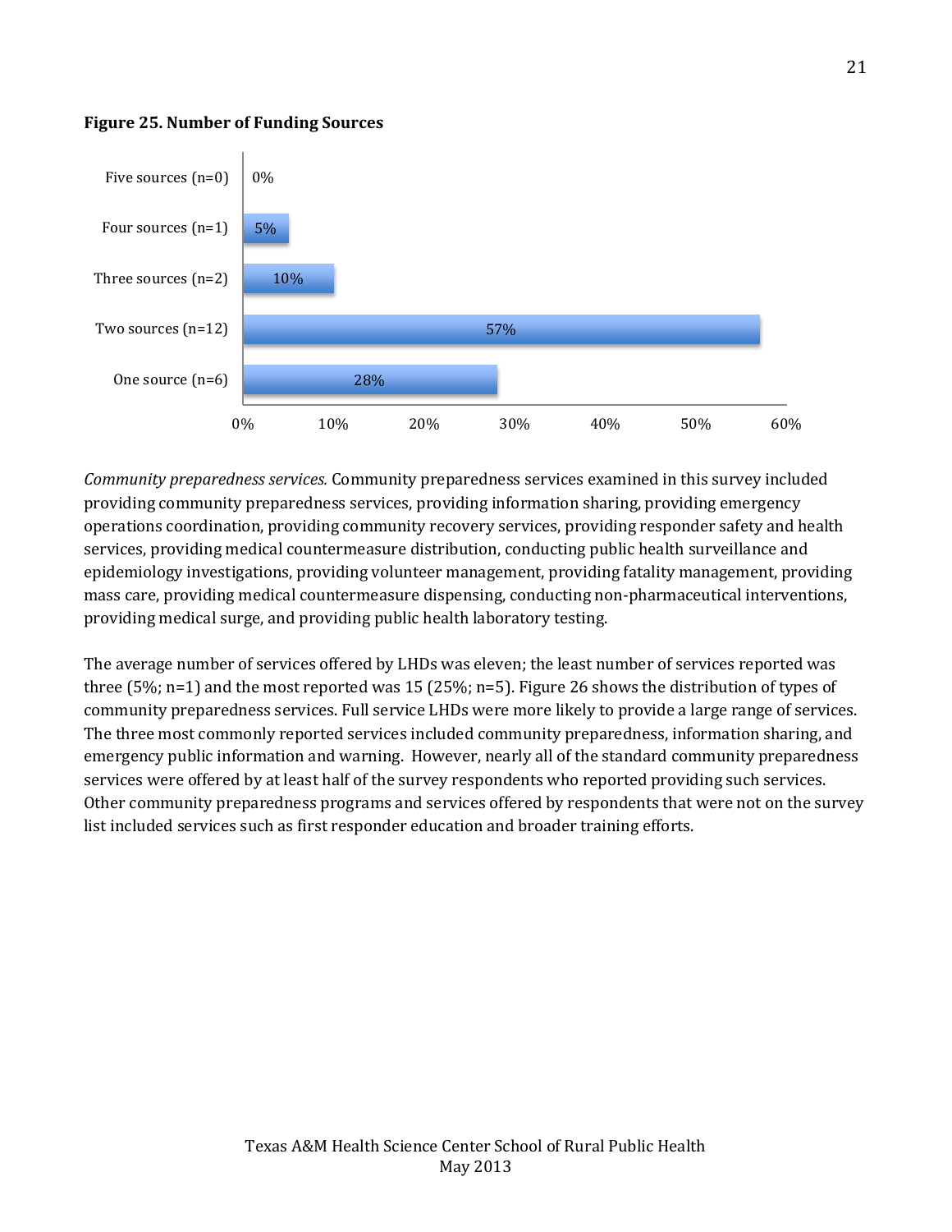**Figure 25. Number of Funding Sources**

| Number of Funding Sources | Percent |
|---|---|
| Five sources (n=0) | 0% |
| Four sources (n=1) | 5% |
| Three sources (n=2) | 10% |
| Two sources (n=12) | 57% |
| One source (n=6) | 28% |

*Community preparedness services.* Community preparedness services examined in this survey included providing community preparedness services, providing information sharing, providing emergency operations coordination, providing community recovery services, providing responder safety and health services, providing medical countermeasure distribution, conducting public health surveillance and epidemiology investigations, providing volunteer management, providing fatality management, providing mass care, providing medical countermeasure dispensing, conducting non-pharmaceutical interventions, providing medical surge, and providing public health laboratory testing.

The average number of services offered by LHDs was eleven; the least number of services reported was three (5%; n=1) and the most reported was 15 (25%; n=5). Figure 26 shows the distribution of types of community preparedness services. Full service LHDs were more likely to provide a large range of services. The three most commonly reported services included community preparedness, information sharing, and emergency public information and warning. However, nearly all of the standard community preparedness services were offered by at least half of the survey respondents who reported providing such services. Other community preparedness programs and services offered by respondents that were not on the survey list included services such as first responder education and broader training efforts.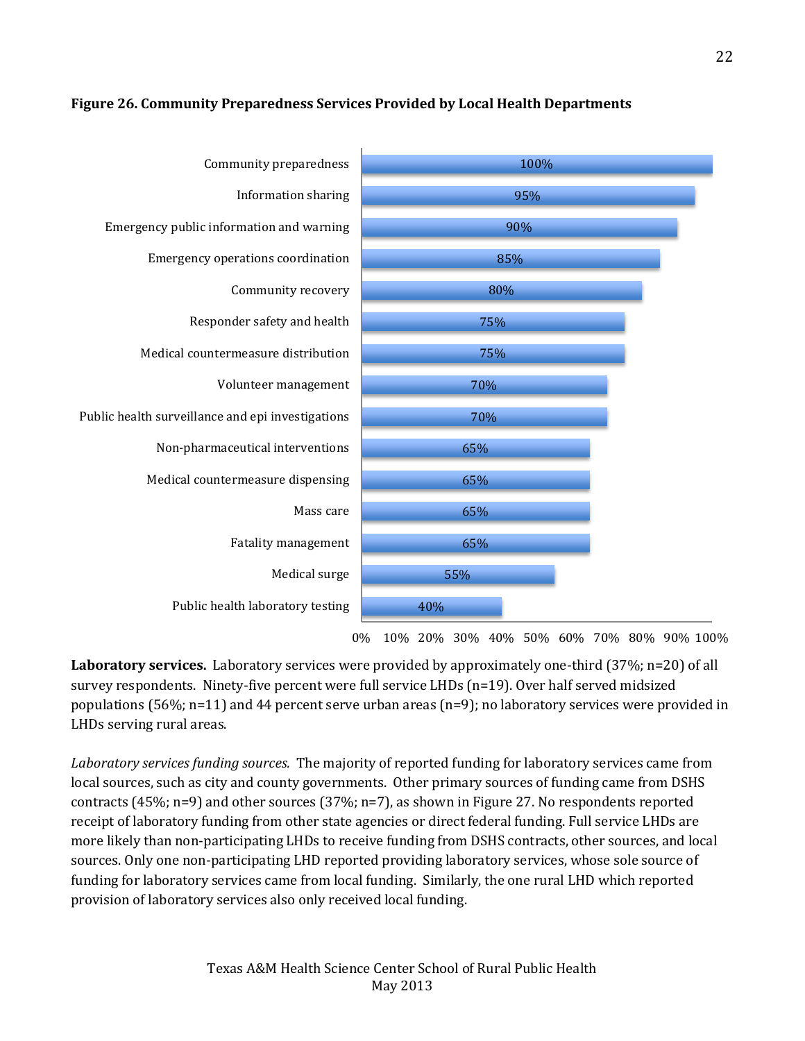**Figure 26. Community Preparedness Services Provided by Local Health Departments**

| Service | Percent |
| --- | --- |
| Community preparedness | 100% |
| Information sharing | 95% |
| Emergency public information and warning | 90% |
| Emergency operations coordination | 85% |
| Community recovery | 80% |
| Responder safety and health | 75% |
| Medical countermeasure distribution | 75% |
| Volunteer management | 70% |
| Public health surveillance and epi investigations | 70% |
| Non-pharmaceutical interventions | 65% |
| Medical countermeasure dispensing | 65% |
| Mass care | 65% |
| Fatality management | 65% |
| Medical surge | 55% |
| Public health laboratory testing | 40% |

**Laboratory services.** Laboratory services were provided by approximately one-third (37%; n=20) of all survey respondents. Ninety-five percent were full service LHDs (n=19). Over half served midsized populations (56%; n=11) and 44 percent serve urban areas (n=9); no laboratory services were provided in LHDs serving rural areas.

*Laboratory services funding sources.* The majority of reported funding for laboratory services came from local sources, such as city and county governments. Other primary sources of funding came from DSHS contracts (45%; n=9) and other sources (37%; n=7), as shown in Figure 27. No respondents reported receipt of laboratory funding from other state agencies or direct federal funding. Full service LHDs are more likely than non-participating LHDs to receive funding from DSHS contracts, other sources, and local sources. Only one non-participating LHD reported providing laboratory services, whose sole source of funding for laboratory services came from local funding. Similarly, the one rural LHD which reported provision of laboratory services also only received local funding.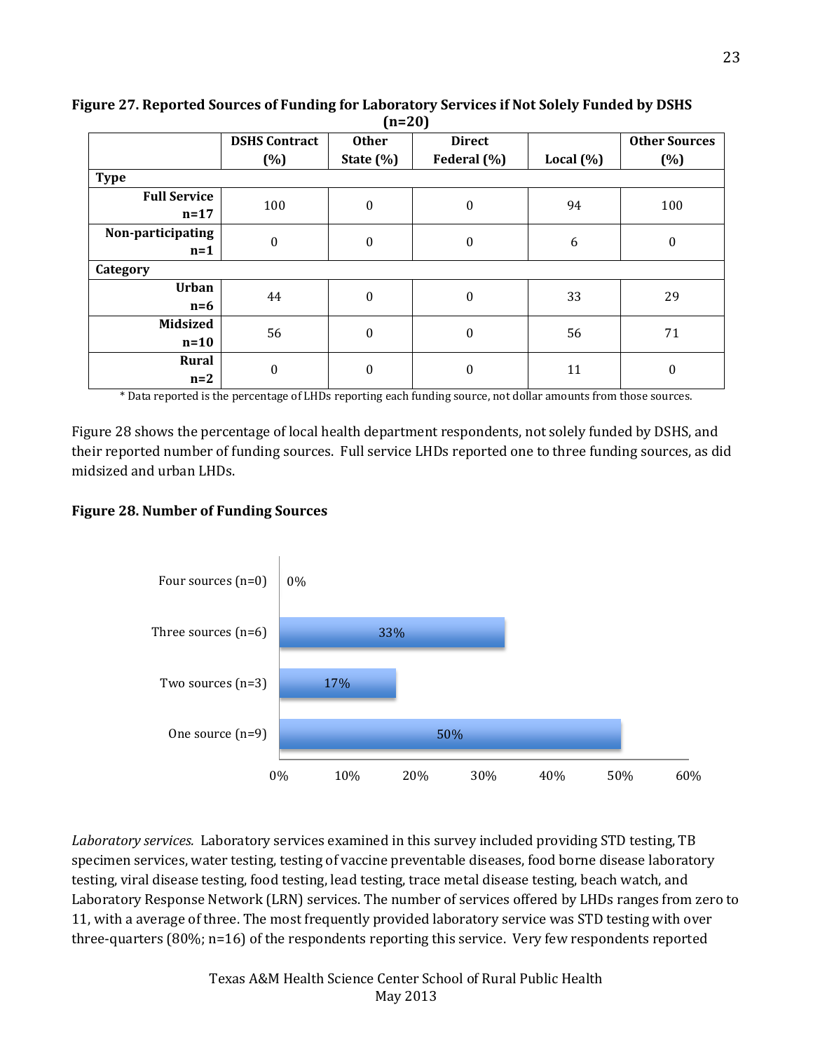**Figure 27. Reported Sources of Funding for Laboratory Services if Not Solely Funded by DSHS (n=20)**

| | DSHS Contract (%) | Other State (%) | Direct Federal (%) | Local (%) | Other Sources (%) |
|---|---|---|---|---|---|
| **Type** | | | | | |
| **Full Service n=17** | 100 | 0 | 0 | 94 | 100 |
| **Non-participating n=1** | 0 | 0 | 0 | 6 | 0 |
| **Category** | | | | | |
| **Urban n=6** | 44 | 0 | 0 | 33 | 29 |
| **Midsized n=10** | 56 | 0 | 0 | 56 | 71 |
| **Rural n=2** | 0 | 0 | 0 | 11 | 0 |

\* Data reported is the percentage of LHDs reporting each funding source, not dollar amounts from those sources.

Figure 28 shows the percentage of local health department respondents, not solely funded by DSHS, and their reported number of funding sources. Full service LHDs reported one to three funding sources, as did midsized and urban LHDs.

**Figure 28. Number of Funding Sources**

| Number of Funding Sources | Percentage |
|---|---|
| Four sources (n=0) | 0% |
| Three sources (n=6) | 33% |
| Two sources (n=3) | 17% |
| One source (n=9) | 50% |

*Laboratory services.* Laboratory services examined in this survey included providing STD testing, TB specimen services, water testing, testing of vaccine preventable diseases, food borne disease laboratory testing, viral disease testing, food testing, lead testing, trace metal disease testing, beach watch, and Laboratory Response Network (LRN) services. The number of services offered by LHDs ranges from zero to 11, with a average of three. The most frequently provided laboratory service was STD testing with over three-quarters (80%; n=16) of the respondents reporting this service. Very few respondents reported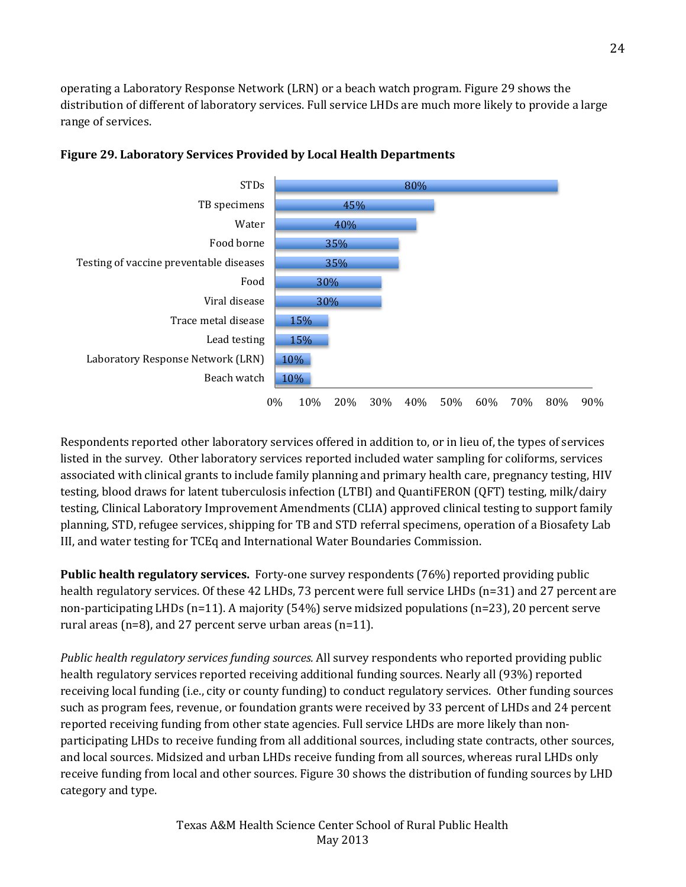operating a Laboratory Response Network (LRN) or a beach watch program. Figure 29 shows the distribution of different of laboratory services. Full service LHDs are much more likely to provide a large range of services.

**Figure 29. Laboratory Services Provided by Local Health Departments**

| Service | Percent |
|---|---|
| STDs | 80% |
| TB specimens | 45% |
| Water | 40% |
| Food borne | 35% |
| Testing of vaccine preventable diseases | 35% |
| Food | 30% |
| Viral disease | 30% |
| Trace metal disease | 15% |
| Lead testing | 15% |
| Laboratory Response Network (LRN) | 10% |
| Beach watch | 10% |

Respondents reported other laboratory services offered in addition to, or in lieu of, the types of services listed in the survey. Other laboratory services reported included water sampling for coliforms, services associated with clinical grants to include family planning and primary health care, pregnancy testing, HIV testing, blood draws for latent tuberculosis infection (LTBI) and QuantiFERON (QFT) testing, milk/dairy testing, Clinical Laboratory Improvement Amendments (CLIA) approved clinical testing to support family planning, STD, refugee services, shipping for TB and STD referral specimens, operation of a Biosafety Lab III, and water testing for TCEq and International Water Boundaries Commission.

**Public health regulatory services.** Forty-one survey respondents (76%) reported providing public health regulatory services. Of these 42 LHDs, 73 percent were full service LHDs (n=31) and 27 percent are non-participating LHDs (n=11). A majority (54%) serve midsized populations (n=23), 20 percent serve rural areas (n=8), and 27 percent serve urban areas (n=11).

*Public health regulatory services funding sources.* All survey respondents who reported providing public health regulatory services reported receiving additional funding sources. Nearly all (93%) reported receiving local funding (i.e., city or county funding) to conduct regulatory services. Other funding sources such as program fees, revenue, or foundation grants were received by 33 percent of LHDs and 24 percent reported receiving funding from other state agencies. Full service LHDs are more likely than non-participating LHDs to receive funding from all additional sources, including state contracts, other sources, and local sources. Midsized and urban LHDs receive funding from all sources, whereas rural LHDs only receive funding from local and other sources. Figure 30 shows the distribution of funding sources by LHD category and type.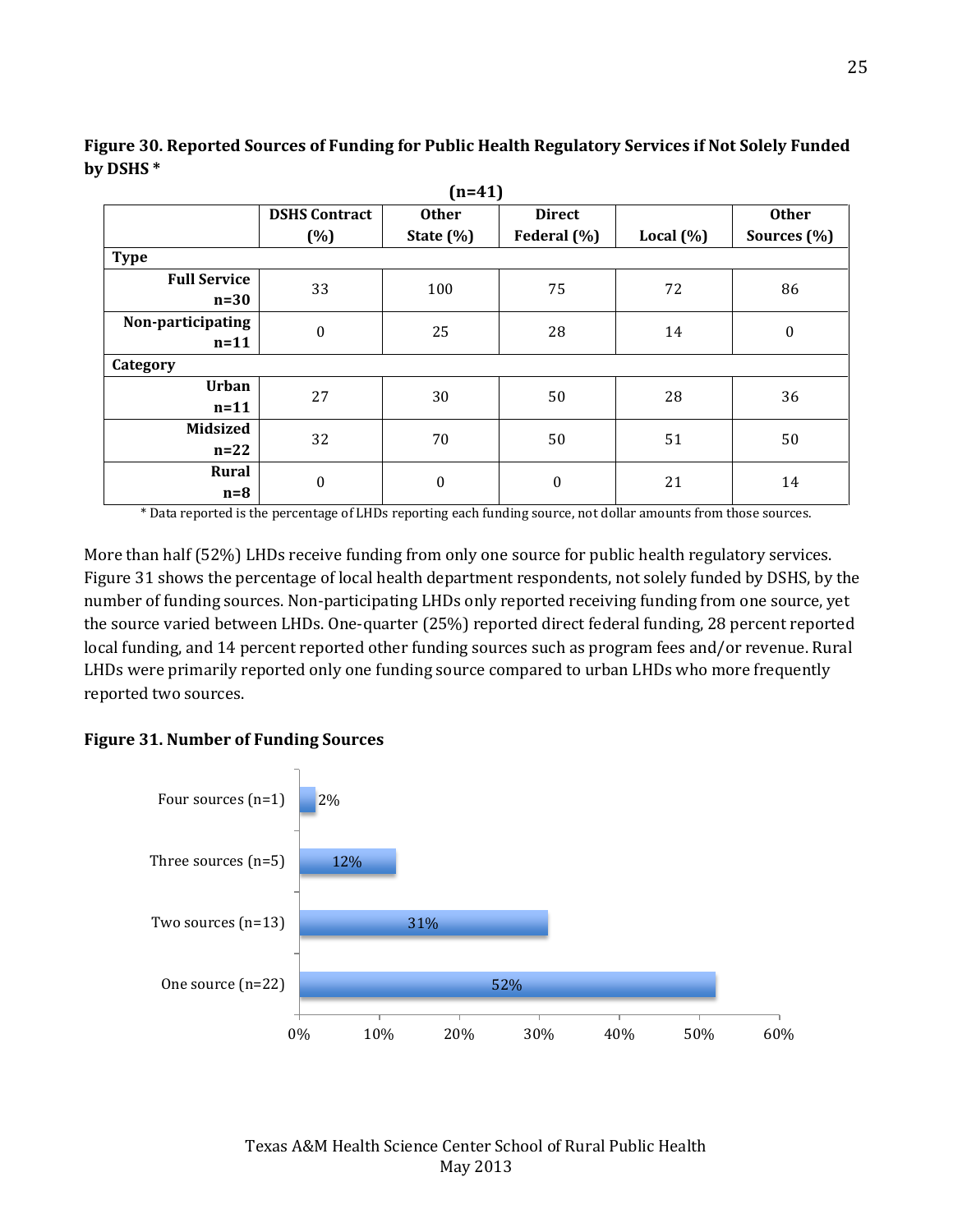**Figure 30. Reported Sources of Funding for Public Health Regulatory Services if Not Solely Funded by DSHS ***

(n=41)

| | DSHS Contract (%) | Other State (%) | Direct Federal (%) | Local (%) | Other Sources (%) |
|---|---|---|---|---|---|
| **Type** | | | | | |
| **Full Service n=30** | 33 | 100 | 75 | 72 | 86 |
| **Non-participating n=11** | 0 | 25 | 28 | 14 | 0 |
| **Category** | | | | | |
| **Urban n=11** | 27 | 30 | 50 | 28 | 36 |
| **Midsized n=22** | 32 | 70 | 50 | 51 | 50 |
| **Rural n=8** | 0 | 0 | 0 | 21 | 14 |

* Data reported is the percentage of LHDs reporting each funding source, not dollar amounts from those sources.

More than half (52%) LHDs receive funding from only one source for public health regulatory services. Figure 31 shows the percentage of local health department respondents, not solely funded by DSHS, by the number of funding sources. Non-participating LHDs only reported receiving funding from one source, yet the source varied between LHDs. One-quarter (25%) reported direct federal funding, 28 percent reported local funding, and 14 percent reported other funding sources such as program fees and/or revenue. Rural LHDs were primarily reported only one funding source compared to urban LHDs who more frequently reported two sources.

**Figure 31. Number of Funding Sources**

| Number of Sources | Percent |
|---|---|
| Four sources (n=1) | 2% |
| Three sources (n=5) | 12% |
| Two sources (n=13) | 31% |
| One source (n=22) | 52% |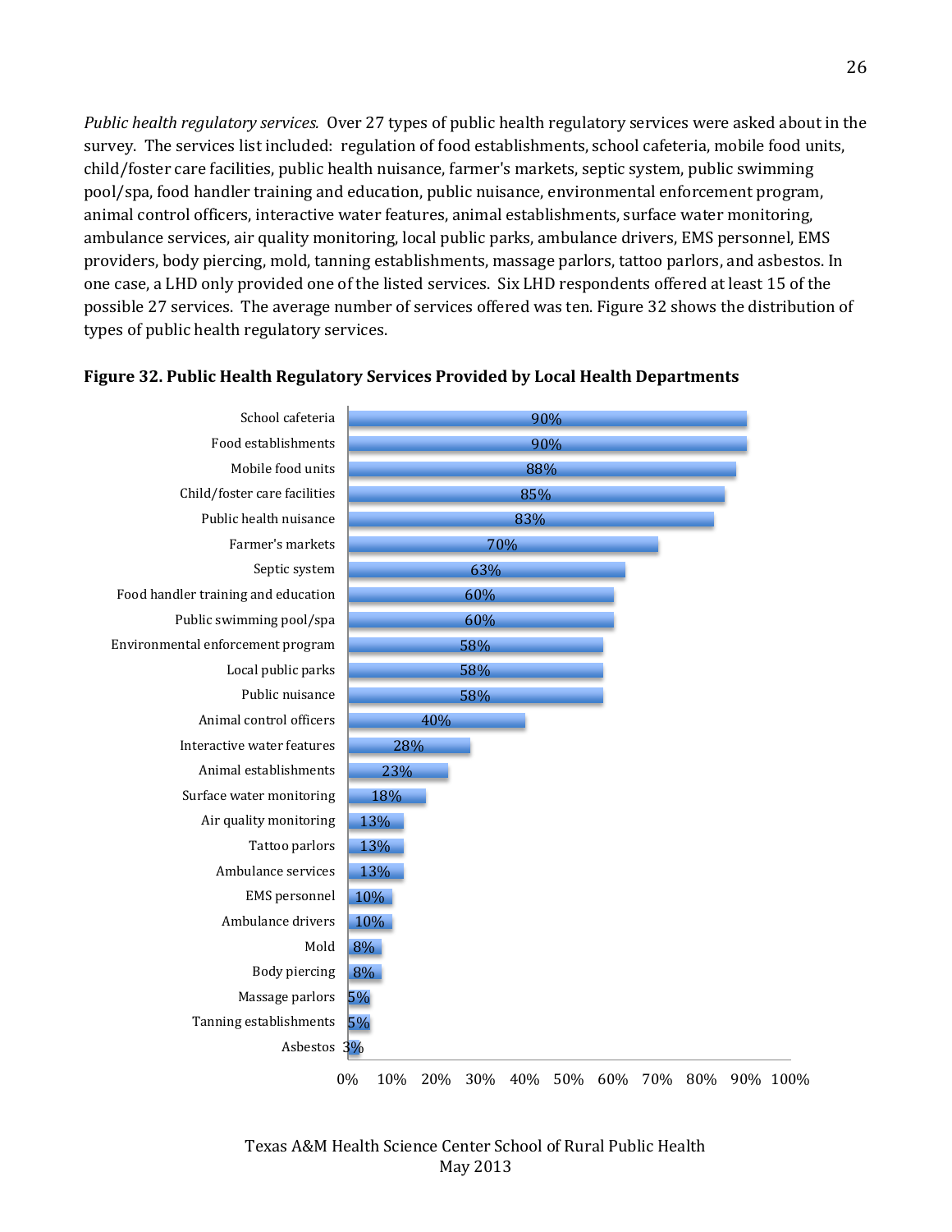*Public health regulatory services.* Over 27 types of public health regulatory services were asked about in the survey. The services list included: regulation of food establishments, school cafeteria, mobile food units, child/foster care facilities, public health nuisance, farmer's markets, septic system, public swimming pool/spa, food handler training and education, public nuisance, environmental enforcement program, animal control officers, interactive water features, animal establishments, surface water monitoring, ambulance services, air quality monitoring, local public parks, ambulance drivers, EMS personnel, EMS providers, body piercing, mold, tanning establishments, massage parlors, tattoo parlors, and asbestos. In one case, a LHD only provided one of the listed services. Six LHD respondents offered at least 15 of the possible 27 services. The average number of services offered was ten. Figure 32 shows the distribution of types of public health regulatory services.

**Figure 32. Public Health Regulatory Services Provided by Local Health Departments**

| Service | Percent |
|---|---|
| School cafeteria | 90% |
| Food establishments | 90% |
| Mobile food units | 88% |
| Child/foster care facilities | 85% |
| Public health nuisance | 83% |
| Farmer's markets | 70% |
| Septic system | 63% |
| Food handler training and education | 60% |
| Public swimming pool/spa | 60% |
| Environmental enforcement program | 58% |
| Local public parks | 58% |
| Public nuisance | 58% |
| Animal control officers | 40% |
| Interactive water features | 28% |
| Animal establishments | 23% |
| Surface water monitoring | 18% |
| Air quality monitoring | 13% |
| Tattoo parlors | 13% |
| Ambulance services | 13% |
| EMS personnel | 10% |
| Ambulance drivers | 10% |
| Mold | 8% |
| Body piercing | 8% |
| Massage parlors | 5% |
| Tanning establishments | 5% |
| Asbestos | 3% |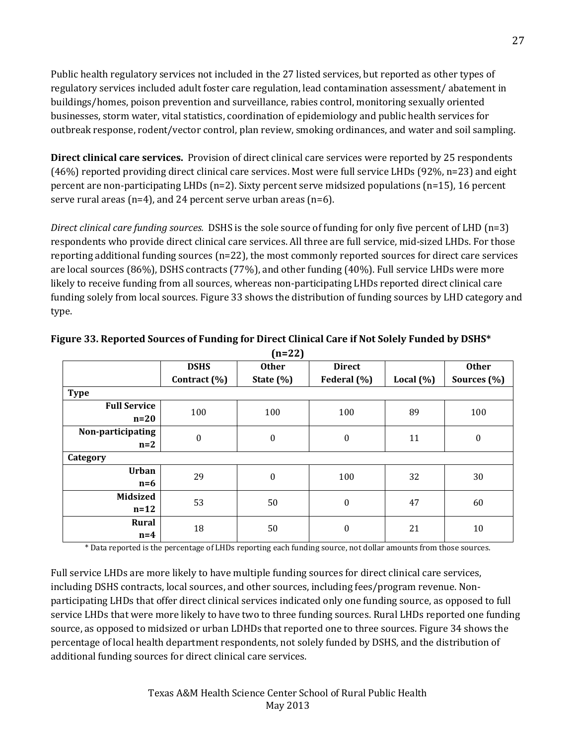Public health regulatory services not included in the 27 listed services, but reported as other types of regulatory services included adult foster care regulation, lead contamination assessment/ abatement in buildings/homes, poison prevention and surveillance, rabies control, monitoring sexually oriented businesses, storm water, vital statistics, coordination of epidemiology and public health services for outbreak response, rodent/vector control, plan review, smoking ordinances, and water and soil sampling.

**Direct clinical care services.** Provision of direct clinical care services were reported by 25 respondents (46%) reported providing direct clinical care services. Most were full service LHDs (92%, n=23) and eight percent are non-participating LHDs (n=2). Sixty percent serve midsized populations (n=15), 16 percent serve rural areas (n=4), and 24 percent serve urban areas (n=6).

*Direct clinical care funding sources.* DSHS is the sole source of funding for only five percent of LHD (n=3) respondents who provide direct clinical care services. All three are full service, mid-sized LHDs. For those reporting additional funding sources (n=22), the most commonly reported sources for direct care services are local sources (86%), DSHS contracts (77%), and other funding (40%). Full service LHDs were more likely to receive funding from all sources, whereas non-participating LHDs reported direct clinical care funding solely from local sources. Figure 33 shows the distribution of funding sources by LHD category and type.

**Figure 33. Reported Sources of Funding for Direct Clinical Care if Not Solely Funded by DSHS* (n=22)**

| | DSHS Contract (%) | Other State (%) | Direct Federal (%) | Local (%) | Other Sources (%) |
|---|---|---|---|---|---|
| **Type** | | | | | |
| **Full Service n=20** | 100 | 100 | 100 | 89 | 100 |
| **Non-participating n=2** | 0 | 0 | 0 | 11 | 0 |
| **Category** | | | | | |
| **Urban n=6** | 29 | 0 | 100 | 32 | 30 |
| **Midsized n=12** | 53 | 50 | 0 | 47 | 60 |
| **Rural n=4** | 18 | 50 | 0 | 21 | 10 |

\* Data reported is the percentage of LHDs reporting each funding source, not dollar amounts from those sources.

Full service LHDs are more likely to have multiple funding sources for direct clinical care services, including DSHS contracts, local sources, and other sources, including fees/program revenue. Non-participating LHDs that offer direct clinical services indicated only one funding source, as opposed to full service LHDs that were more likely to have two to three funding sources. Rural LHDs reported one funding source, as opposed to midsized or urban LDHDs that reported one to three sources. Figure 34 shows the percentage of local health department respondents, not solely funded by DSHS, and the distribution of additional funding sources for direct clinical care services.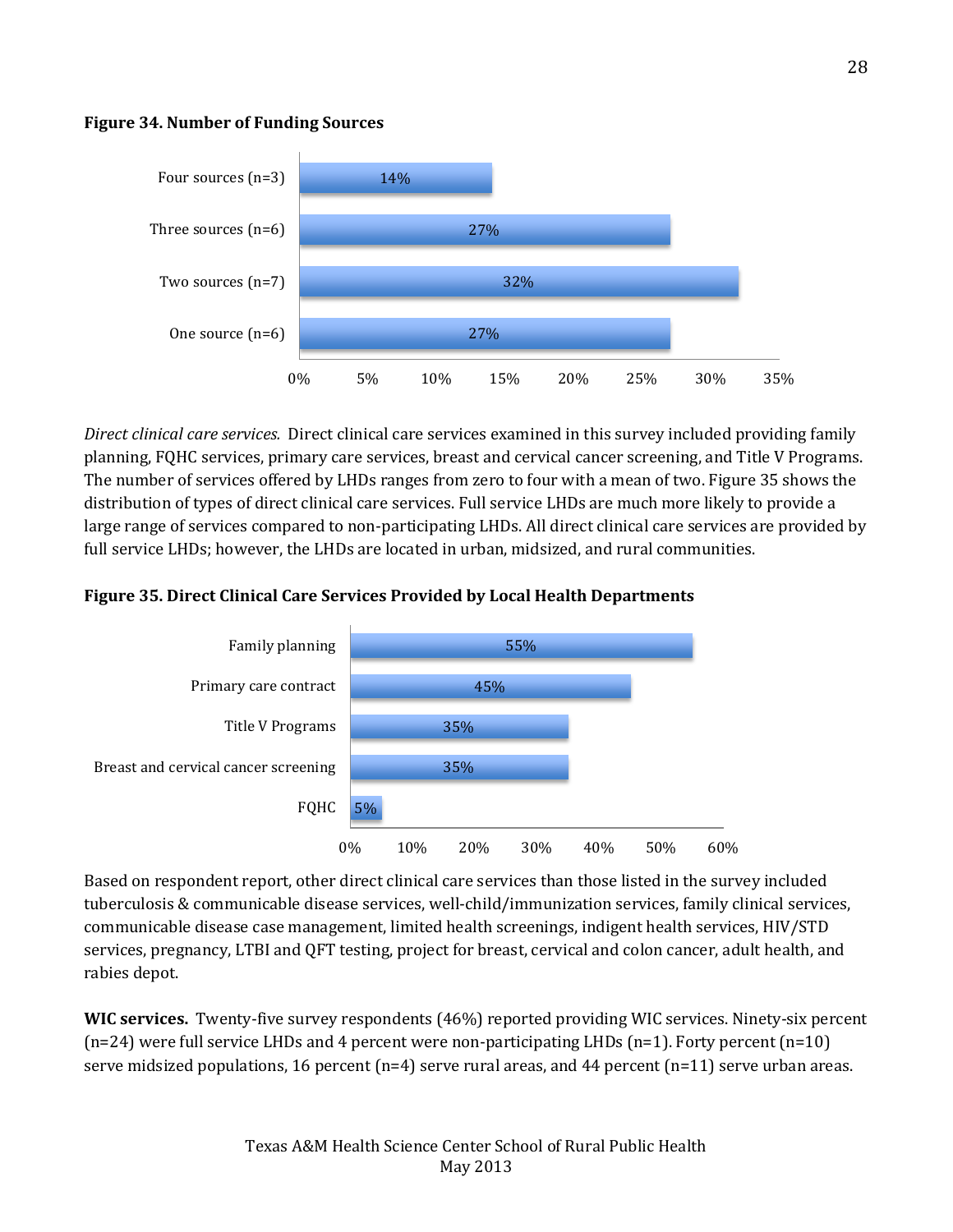**Figure 34. Number of Funding Sources**

| Number of sources | Percent |
|---|---|
| Four sources (n=3) | 14% |
| Three sources (n=6) | 27% |
| Two sources (n=7) | 32% |
| One source (n=6) | 27% |

*Direct clinical care services.* Direct clinical care services examined in this survey included providing family planning, FQHC services, primary care services, breast and cervical cancer screening, and Title V Programs. The number of services offered by LHDs ranges from zero to four with a mean of two. Figure 35 shows the distribution of types of direct clinical care services. Full service LHDs are much more likely to provide a large range of services compared to non-participating LHDs. All direct clinical care services are provided by full service LHDs; however, the LHDs are located in urban, midsized, and rural communities.

**Figure 35. Direct Clinical Care Services Provided by Local Health Departments**

| Service | Percent |
|---|---|
| Family planning | 55% |
| Primary care contract | 45% |
| Title V Programs | 35% |
| Breast and cervical cancer screening | 35% |
| FQHC | 5% |

Based on respondent report, other direct clinical care services than those listed in the survey included tuberculosis & communicable disease services, well-child/immunization services, family clinical services, communicable disease case management, limited health screenings, indigent health services, HIV/STD services, pregnancy, LTBI and QFT testing, project for breast, cervical and colon cancer, adult health, and rabies depot.

**WIC services.** Twenty-five survey respondents (46%) reported providing WIC services. Ninety-six percent (n=24) were full service LHDs and 4 percent were non-participating LHDs (n=1). Forty percent (n=10) serve midsized populations, 16 percent (n=4) serve rural areas, and 44 percent (n=11) serve urban areas.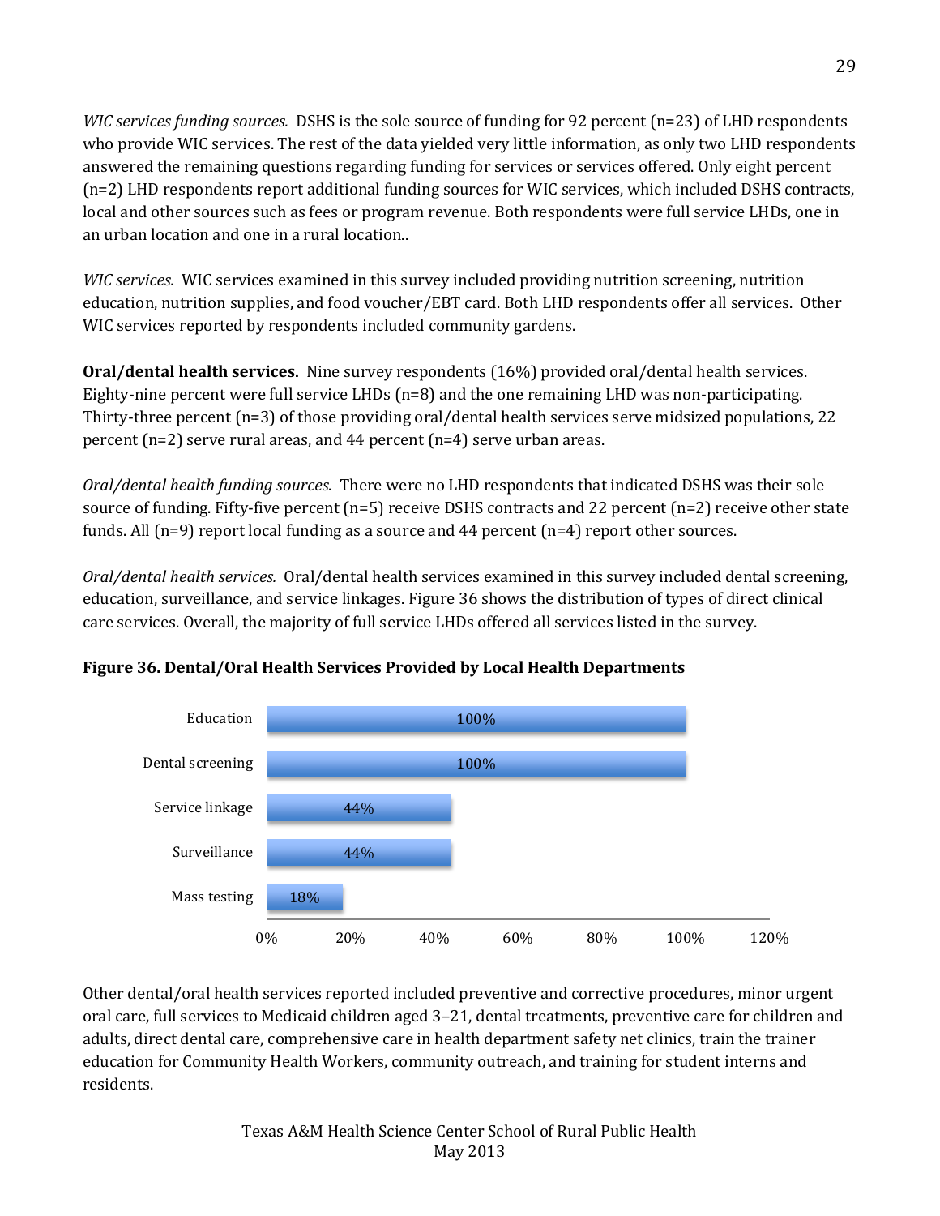*WIC services funding sources.* DSHS is the sole source of funding for 92 percent (n=23) of LHD respondents who provide WIC services. The rest of the data yielded very little information, as only two LHD respondents answered the remaining questions regarding funding for services or services offered. Only eight percent (n=2) LHD respondents report additional funding sources for WIC services, which included DSHS contracts, local and other sources such as fees or program revenue. Both respondents were full service LHDs, one in an urban location and one in a rural location..

*WIC services.* WIC services examined in this survey included providing nutrition screening, nutrition education, nutrition supplies, and food voucher/EBT card. Both LHD respondents offer all services. Other WIC services reported by respondents included community gardens.

**Oral/dental health services.** Nine survey respondents (16%) provided oral/dental health services. Eighty-nine percent were full service LHDs (n=8) and the one remaining LHD was non-participating. Thirty-three percent (n=3) of those providing oral/dental health services serve midsized populations, 22 percent (n=2) serve rural areas, and 44 percent (n=4) serve urban areas.

*Oral/dental health funding sources.* There were no LHD respondents that indicated DSHS was their sole source of funding. Fifty-five percent (n=5) receive DSHS contracts and 22 percent (n=2) receive other state funds. All (n=9) report local funding as a source and 44 percent (n=4) report other sources.

*Oral/dental health services.* Oral/dental health services examined in this survey included dental screening, education, surveillance, and service linkages. Figure 36 shows the distribution of types of direct clinical care services. Overall, the majority of full service LHDs offered all services listed in the survey.

**Figure 36. Dental/Oral Health Services Provided by Local Health Departments**

| Service | Percent |
|---|---|
| Education | 100% |
| Dental screening | 100% |
| Service linkage | 44% |
| Surveillance | 44% |
| Mass testing | 18% |

Other dental/oral health services reported included preventive and corrective procedures, minor urgent oral care, full services to Medicaid children aged 3–21, dental treatments, preventive care for children and adults, direct dental care, comprehensive care in health department safety net clinics, train the trainer education for Community Health Workers, community outreach, and training for student interns and residents.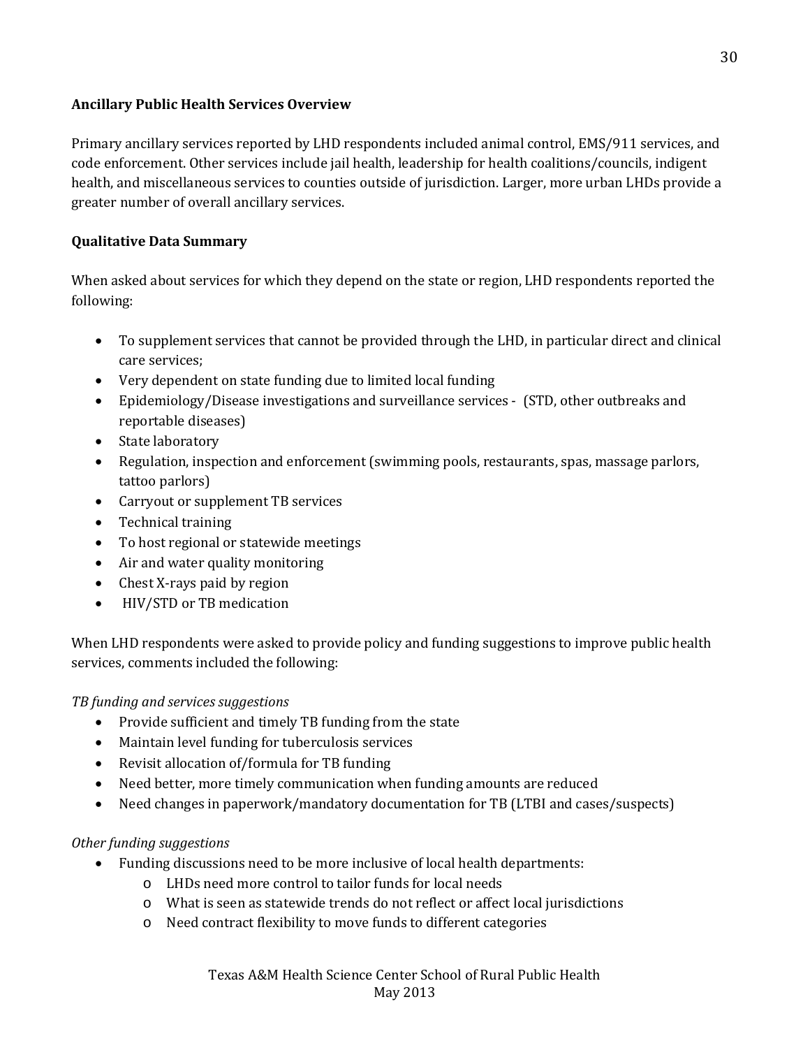**Ancillary Public Health Services Overview**

Primary ancillary services reported by LHD respondents included animal control, EMS/911 services, and code enforcement. Other services include jail health, leadership for health coalitions/councils, indigent health, and miscellaneous services to counties outside of jurisdiction. Larger, more urban LHDs provide a greater number of overall ancillary services.

**Qualitative Data Summary**

When asked about services for which they depend on the state or region, LHD respondents reported the following:

- To supplement services that cannot be provided through the LHD, in particular direct and clinical care services;
- Very dependent on state funding due to limited local funding
- Epidemiology/Disease investigations and surveillance services - (STD, other outbreaks and reportable diseases)
- State laboratory
- Regulation, inspection and enforcement (swimming pools, restaurants, spas, massage parlors, tattoo parlors)
- Carryout or supplement TB services
- Technical training
- To host regional or statewide meetings
- Air and water quality monitoring
- Chest X-rays paid by region
- HIV/STD or TB medication

When LHD respondents were asked to provide policy and funding suggestions to improve public health services, comments included the following:

*TB funding and services suggestions*

- Provide sufficient and timely TB funding from the state
- Maintain level funding for tuberculosis services
- Revisit allocation of/formula for TB funding
- Need better, more timely communication when funding amounts are reduced
- Need changes in paperwork/mandatory documentation for TB (LTBI and cases/suspects)

*Other funding suggestions*

- Funding discussions need to be more inclusive of local health departments:
  - LHDs need more control to tailor funds for local needs
  - What is seen as statewide trends do not reflect or affect local jurisdictions
  - Need contract flexibility to move funds to different categories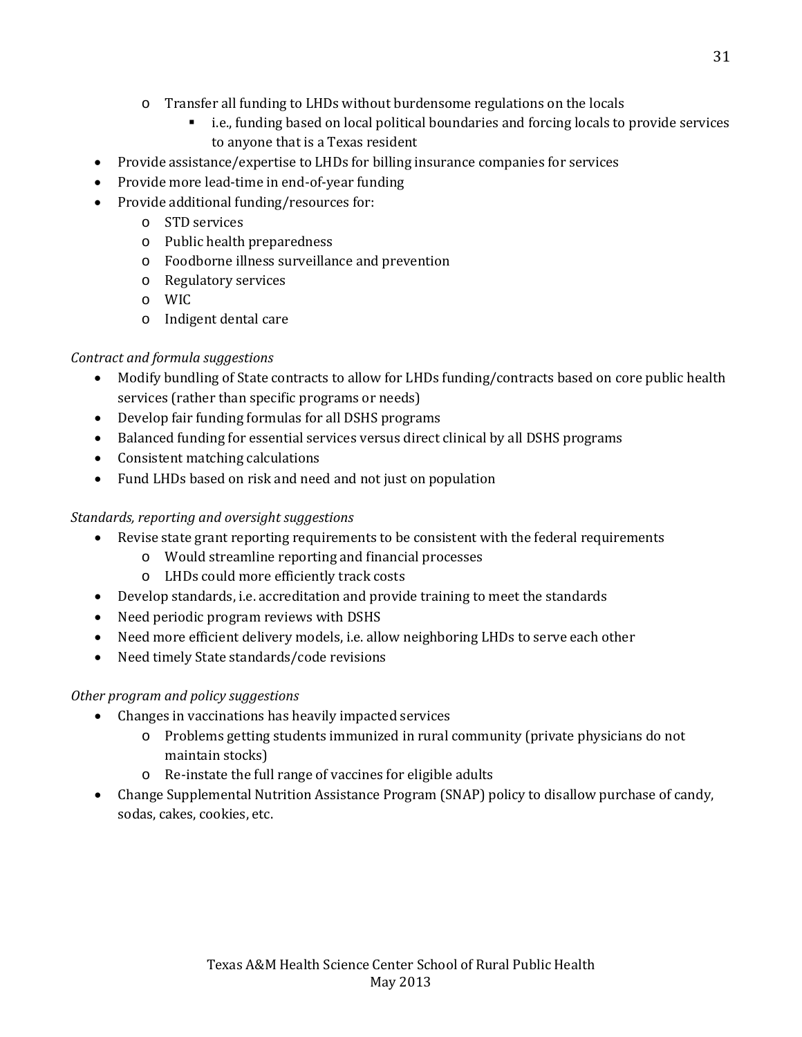- Transfer all funding to LHDs without burdensome regulations on the locals
        - i.e., funding based on local political boundaries and forcing locals to provide services to anyone that is a Texas resident
- Provide assistance/expertise to LHDs for billing insurance companies for services
- Provide more lead-time in end-of-year funding
- Provide additional funding/resources for:
    - STD services
    - Public health preparedness
    - Foodborne illness surveillance and prevention
    - Regulatory services
    - WIC
    - Indigent dental care

*Contract and formula suggestions*

- Modify bundling of State contracts to allow for LHDs funding/contracts based on core public health services (rather than specific programs or needs)
- Develop fair funding formulas for all DSHS programs
- Balanced funding for essential services versus direct clinical by all DSHS programs
- Consistent matching calculations
- Fund LHDs based on risk and need and not just on population

*Standards, reporting and oversight suggestions*

- Revise state grant reporting requirements to be consistent with the federal requirements
    - Would streamline reporting and financial processes
    - LHDs could more efficiently track costs
- Develop standards, i.e. accreditation and provide training to meet the standards
- Need periodic program reviews with DSHS
- Need more efficient delivery models, i.e. allow neighboring LHDs to serve each other
- Need timely State standards/code revisions

*Other program and policy suggestions*

- Changes in vaccinations has heavily impacted services
    - Problems getting students immunized in rural community (private physicians do not maintain stocks)
    - Re-instate the full range of vaccines for eligible adults
- Change Supplemental Nutrition Assistance Program (SNAP) policy to disallow purchase of candy, sodas, cakes, cookies, etc.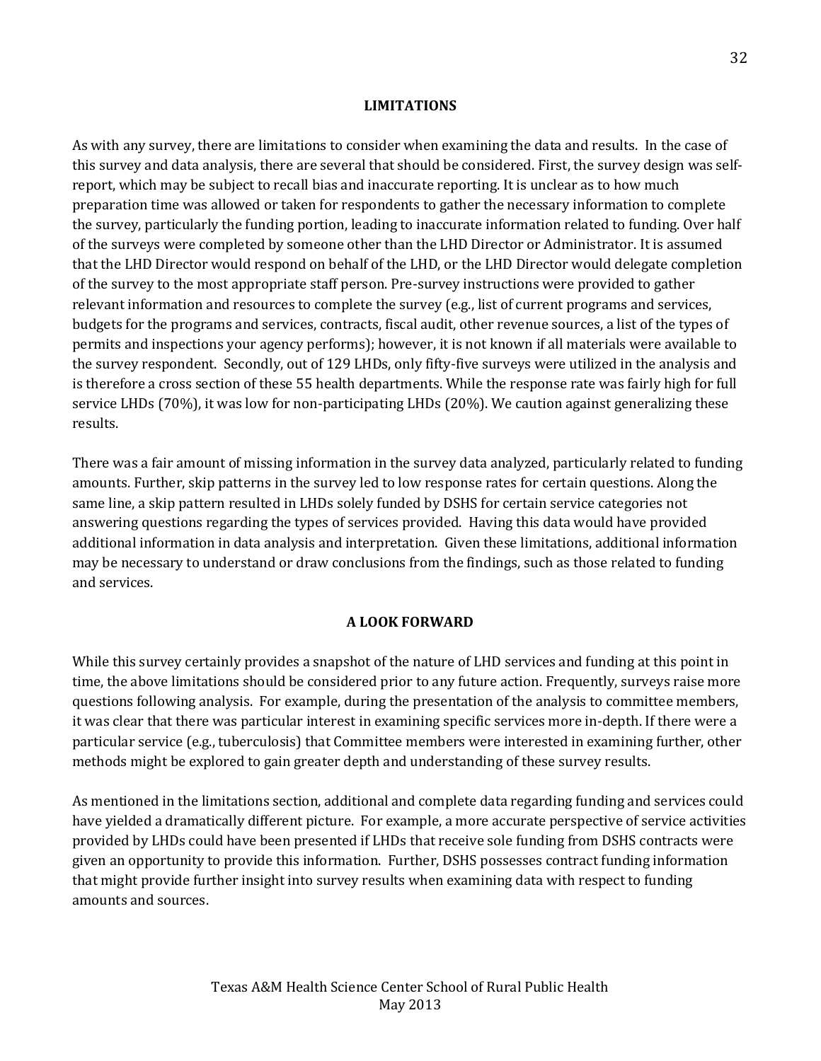## LIMITATIONS

As with any survey, there are limitations to consider when examining the data and results. In the case of this survey and data analysis, there are several that should be considered. First, the survey design was self-report, which may be subject to recall bias and inaccurate reporting. It is unclear as to how much preparation time was allowed or taken for respondents to gather the necessary information to complete the survey, particularly the funding portion, leading to inaccurate information related to funding. Over half of the surveys were completed by someone other than the LHD Director or Administrator. It is assumed that the LHD Director would respond on behalf of the LHD, or the LHD Director would delegate completion of the survey to the most appropriate staff person. Pre-survey instructions were provided to gather relevant information and resources to complete the survey (e.g., list of current programs and services, budgets for the programs and services, contracts, fiscal audit, other revenue sources, a list of the types of permits and inspections your agency performs); however, it is not known if all materials were available to the survey respondent. Secondly, out of 129 LHDs, only fifty-five surveys were utilized in the analysis and is therefore a cross section of these 55 health departments. While the response rate was fairly high for full service LHDs (70%), it was low for non-participating LHDs (20%). We caution against generalizing these results.

There was a fair amount of missing information in the survey data analyzed, particularly related to funding amounts. Further, skip patterns in the survey led to low response rates for certain questions. Along the same line, a skip pattern resulted in LHDs solely funded by DSHS for certain service categories not answering questions regarding the types of services provided. Having this data would have provided additional information in data analysis and interpretation. Given these limitations, additional information may be necessary to understand or draw conclusions from the findings, such as those related to funding and services.

## A LOOK FORWARD

While this survey certainly provides a snapshot of the nature of LHD services and funding at this point in time, the above limitations should be considered prior to any future action. Frequently, surveys raise more questions following analysis. For example, during the presentation of the analysis to committee members, it was clear that there was particular interest in examining specific services more in-depth. If there were a particular service (e.g., tuberculosis) that Committee members were interested in examining further, other methods might be explored to gain greater depth and understanding of these survey results.

As mentioned in the limitations section, additional and complete data regarding funding and services could have yielded a dramatically different picture. For example, a more accurate perspective of service activities provided by LHDs could have been presented if LHDs that receive sole funding from DSHS contracts were given an opportunity to provide this information. Further, DSHS possesses contract funding information that might provide further insight into survey results when examining data with respect to funding amounts and sources.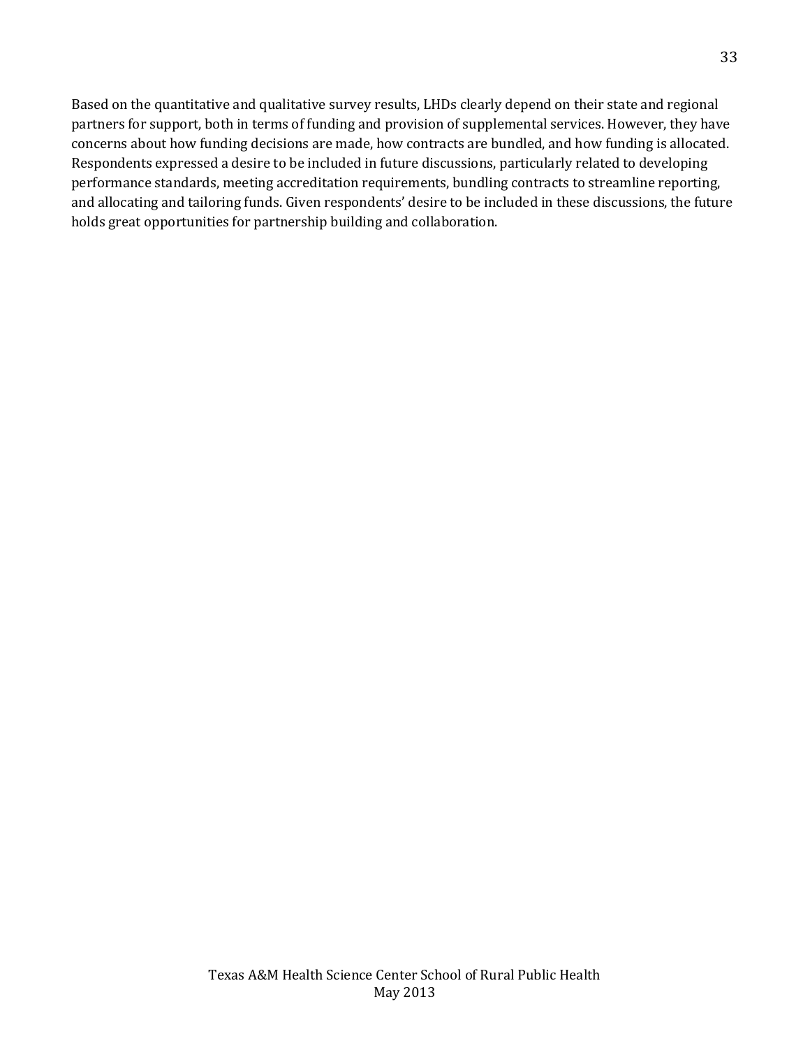Based on the quantitative and qualitative survey results, LHDs clearly depend on their state and regional partners for support, both in terms of funding and provision of supplemental services. However, they have concerns about how funding decisions are made, how contracts are bundled, and how funding is allocated. Respondents expressed a desire to be included in future discussions, particularly related to developing performance standards, meeting accreditation requirements, bundling contracts to streamline reporting, and allocating and tailoring funds. Given respondents' desire to be included in these discussions, the future holds great opportunities for partnership building and collaboration.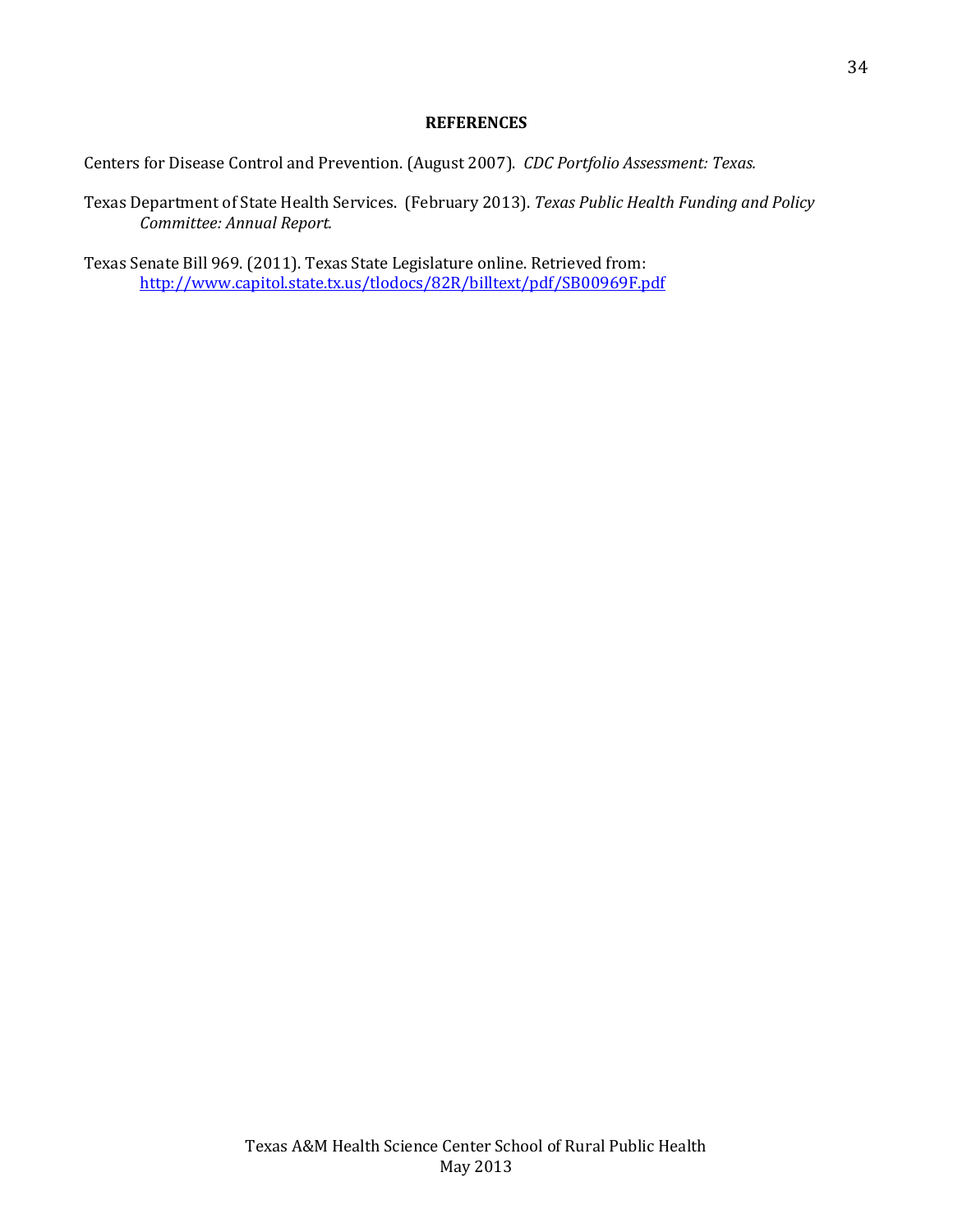# REFERENCES

Centers for Disease Control and Prevention. (August 2007). *CDC Portfolio Assessment: Texas.*

Texas Department of State Health Services. (February 2013). *Texas Public Health Funding and Policy Committee: Annual Report.*

Texas Senate Bill 969. (2011). Texas State Legislature online. Retrieved from: http://www.capitol.state.tx.us/tlodocs/82R/billtext/pdf/SB00969F.pdf